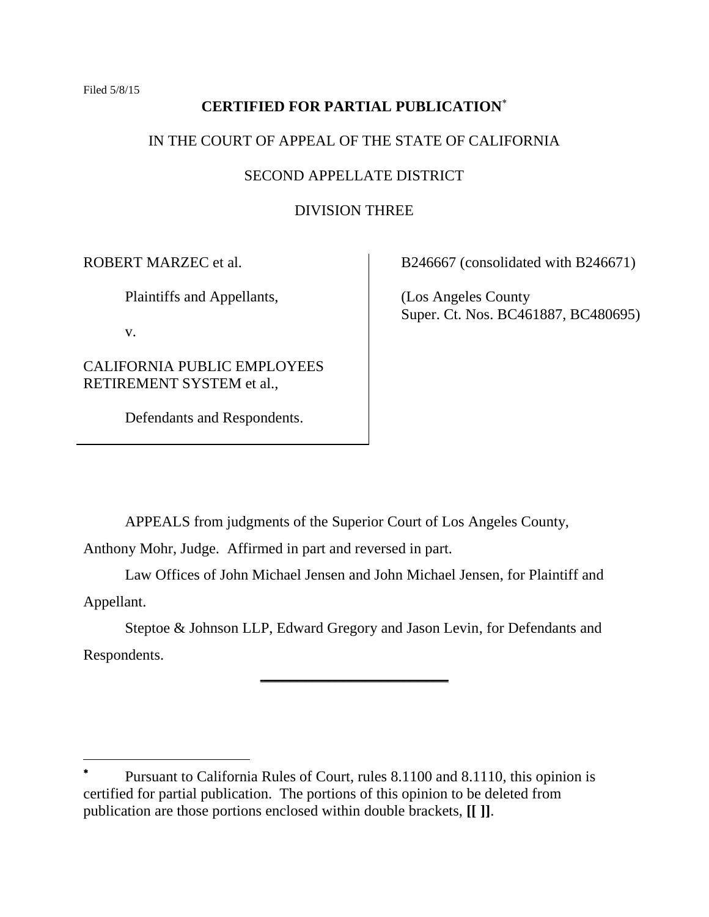Filed 5/8/15

**CERTIFIED FOR PARTIAL PUBLICATION**[*]

IN THE COURT OF APPEAL OF THE STATE OF CALIFORNIA

SECOND APPELLATE DISTRICT

DIVISION THREE

| | |
|---|---|
| ROBERT MARZEC et al.<br><br>Plaintiffs and Appellants,<br><br>v.<br><br>CALIFORNIA PUBLIC EMPLOYEES RETIREMENT SYSTEM et al.,<br><br>Defendants and Respondents. | B246667 (consolidated with B246671)<br><br>(Los Angeles County Super. Ct. Nos. BC461887, BC480695) |

APPEALS from judgments of the Superior Court of Los Angeles County, Anthony Mohr, Judge. Affirmed in part and reversed in part.

Law Offices of John Michael Jensen and John Michael Jensen, for Plaintiff and Appellant.

Steptoe & Johnson LLP, Edward Gregory and Jason Levin, for Defendants and Respondents.

---

[*] Pursuant to California Rules of Court, rules 8.1100 and 8.1110, this opinion is certified for partial publication. The portions of this opinion to be deleted from publication are those portions enclosed within double brackets, **[[ ]]**.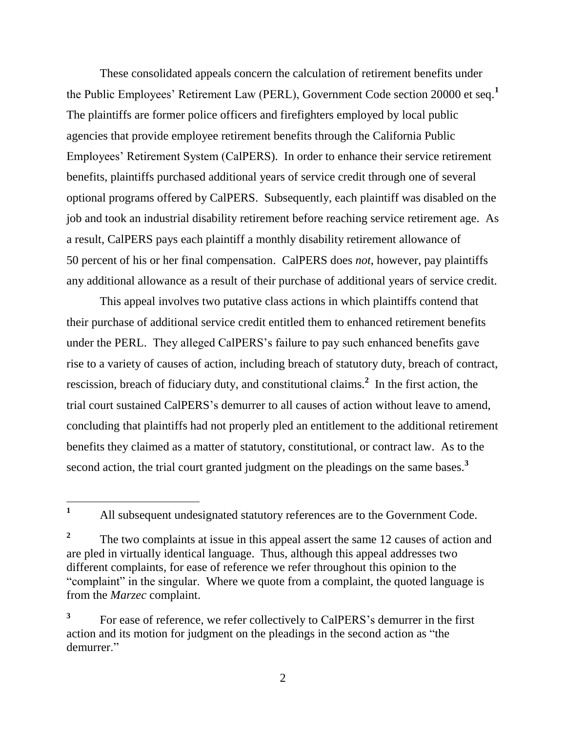These consolidated appeals concern the calculation of retirement benefits under the Public Employees' Retirement Law (PERL), Government Code section 20000 et seq.[1] The plaintiffs are former police officers and firefighters employed by local public agencies that provide employee retirement benefits through the California Public Employees' Retirement System (CalPERS). In order to enhance their service retirement benefits, plaintiffs purchased additional years of service credit through one of several optional programs offered by CalPERS. Subsequently, each plaintiff was disabled on the job and took an industrial disability retirement before reaching service retirement age. As a result, CalPERS pays each plaintiff a monthly disability retirement allowance of 50 percent of his or her final compensation. CalPERS does *not*, however, pay plaintiffs any additional allowance as a result of their purchase of additional years of service credit.

This appeal involves two putative class actions in which plaintiffs contend that their purchase of additional service credit entitled them to enhanced retirement benefits under the PERL. They alleged CalPERS's failure to pay such enhanced benefits gave rise to a variety of causes of action, including breach of statutory duty, breach of contract, rescission, breach of fiduciary duty, and constitutional claims.[2] In the first action, the trial court sustained CalPERS's demurrer to all causes of action without leave to amend, concluding that plaintiffs had not properly pled an entitlement to the additional retirement benefits they claimed as a matter of statutory, constitutional, or contract law. As to the second action, the trial court granted judgment on the pleadings on the same bases.[3]

---

[1] All subsequent undesignated statutory references are to the Government Code.

[2] The two complaints at issue in this appeal assert the same 12 causes of action and are pled in virtually identical language. Thus, although this appeal addresses two different complaints, for ease of reference we refer throughout this opinion to the "complaint" in the singular. Where we quote from a complaint, the quoted language is from the *Marzec* complaint.

[3] For ease of reference, we refer collectively to CalPERS's demurrer in the first action and its motion for judgment on the pleadings in the second action as "the demurrer."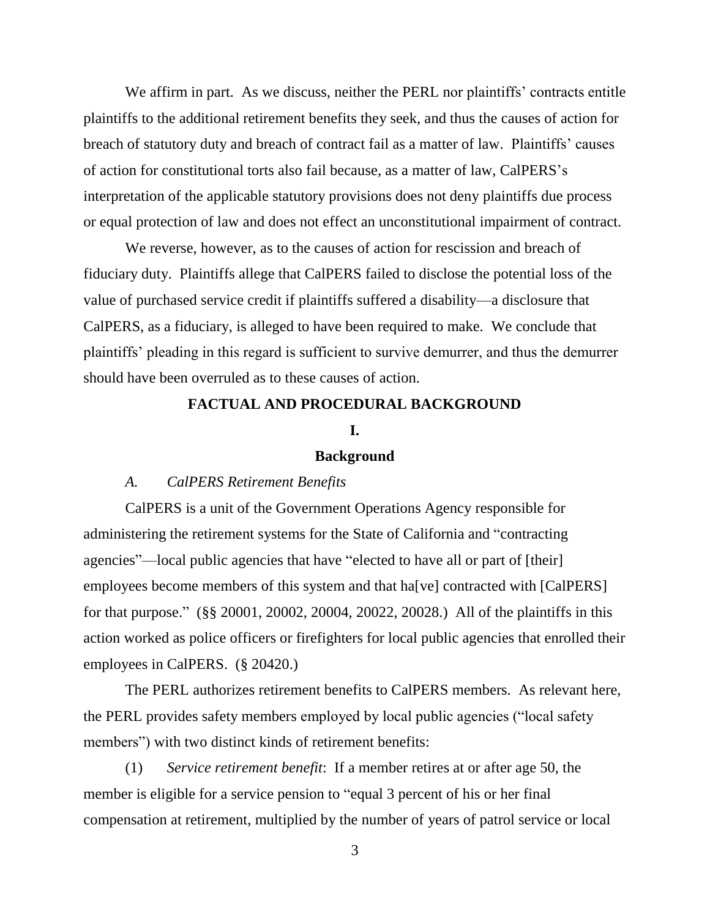We affirm in part. As we discuss, neither the PERL nor plaintiffs' contracts entitle plaintiffs to the additional retirement benefits they seek, and thus the causes of action for breach of statutory duty and breach of contract fail as a matter of law. Plaintiffs' causes of action for constitutional torts also fail because, as a matter of law, CalPERS's interpretation of the applicable statutory provisions does not deny plaintiffs due process or equal protection of law and does not effect an unconstitutional impairment of contract.

We reverse, however, as to the causes of action for rescission and breach of fiduciary duty. Plaintiffs allege that CalPERS failed to disclose the potential loss of the value of purchased service credit if plaintiffs suffered a disability—a disclosure that CalPERS, as a fiduciary, is alleged to have been required to make. We conclude that plaintiffs' pleading in this regard is sufficient to survive demurrer, and thus the demurrer should have been overruled as to these causes of action.

## FACTUAL AND PROCEDURAL BACKGROUND

### I.

### Background

*A. CalPERS Retirement Benefits*

CalPERS is a unit of the Government Operations Agency responsible for administering the retirement systems for the State of California and "contracting agencies"—local public agencies that have "elected to have all or part of [their] employees become members of this system and that ha[ve] contracted with [CalPERS] for that purpose." (§§ 20001, 20002, 20004, 20022, 20028.) All of the plaintiffs in this action worked as police officers or firefighters for local public agencies that enrolled their employees in CalPERS. (§ 20420.)

The PERL authorizes retirement benefits to CalPERS members. As relevant here, the PERL provides safety members employed by local public agencies ("local safety members") with two distinct kinds of retirement benefits:

(1) *Service retirement benefit*: If a member retires at or after age 50, the member is eligible for a service pension to "equal 3 percent of his or her final compensation at retirement, multiplied by the number of years of patrol service or local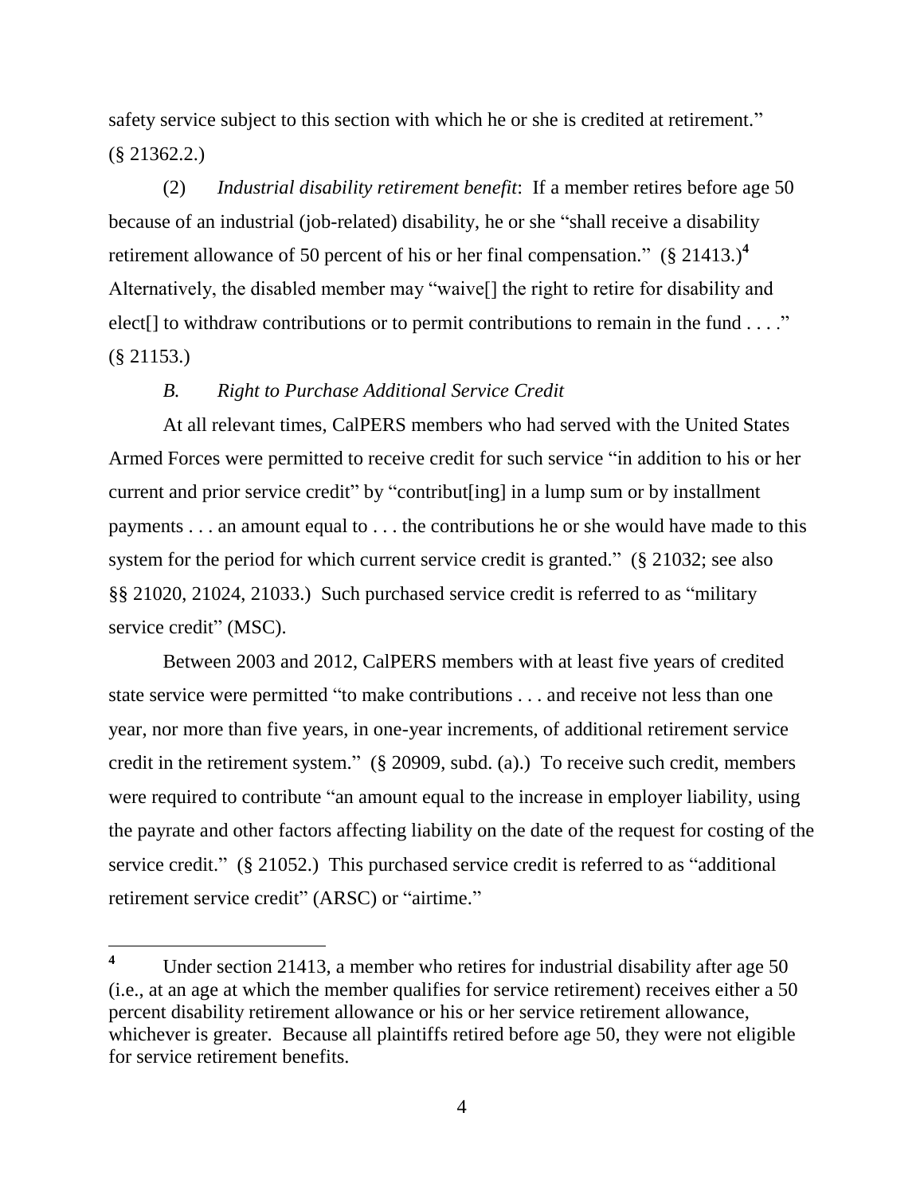safety service subject to this section with which he or she is credited at retirement." (§ 21362.2.)

(2) *Industrial disability retirement benefit*: If a member retires before age 50 because of an industrial (job-related) disability, he or she "shall receive a disability retirement allowance of 50 percent of his or her final compensation." (§ 21413.)[4] Alternatively, the disabled member may "waive[] the right to retire for disability and elect[] to withdraw contributions or to permit contributions to remain in the fund . . . ." (§ 21153.)

### *B. Right to Purchase Additional Service Credit*

At all relevant times, CalPERS members who had served with the United States Armed Forces were permitted to receive credit for such service "in addition to his or her current and prior service credit" by "contribut[ing] in a lump sum or by installment payments . . . an amount equal to . . . the contributions he or she would have made to this system for the period for which current service credit is granted." (§ 21032; see also §§ 21020, 21024, 21033.) Such purchased service credit is referred to as "military service credit" (MSC).

Between 2003 and 2012, CalPERS members with at least five years of credited state service were permitted "to make contributions . . . and receive not less than one year, nor more than five years, in one-year increments, of additional retirement service credit in the retirement system." (§ 20909, subd. (a).) To receive such credit, members were required to contribute "an amount equal to the increase in employer liability, using the payrate and other factors affecting liability on the date of the request for costing of the service credit." (§ 21052.) This purchased service credit is referred to as "additional retirement service credit" (ARSC) or "airtime."

---

[4] Under section 21413, a member who retires for industrial disability after age 50 (i.e., at an age at which the member qualifies for service retirement) receives either a 50 percent disability retirement allowance or his or her service retirement allowance, whichever is greater. Because all plaintiffs retired before age 50, they were not eligible for service retirement benefits.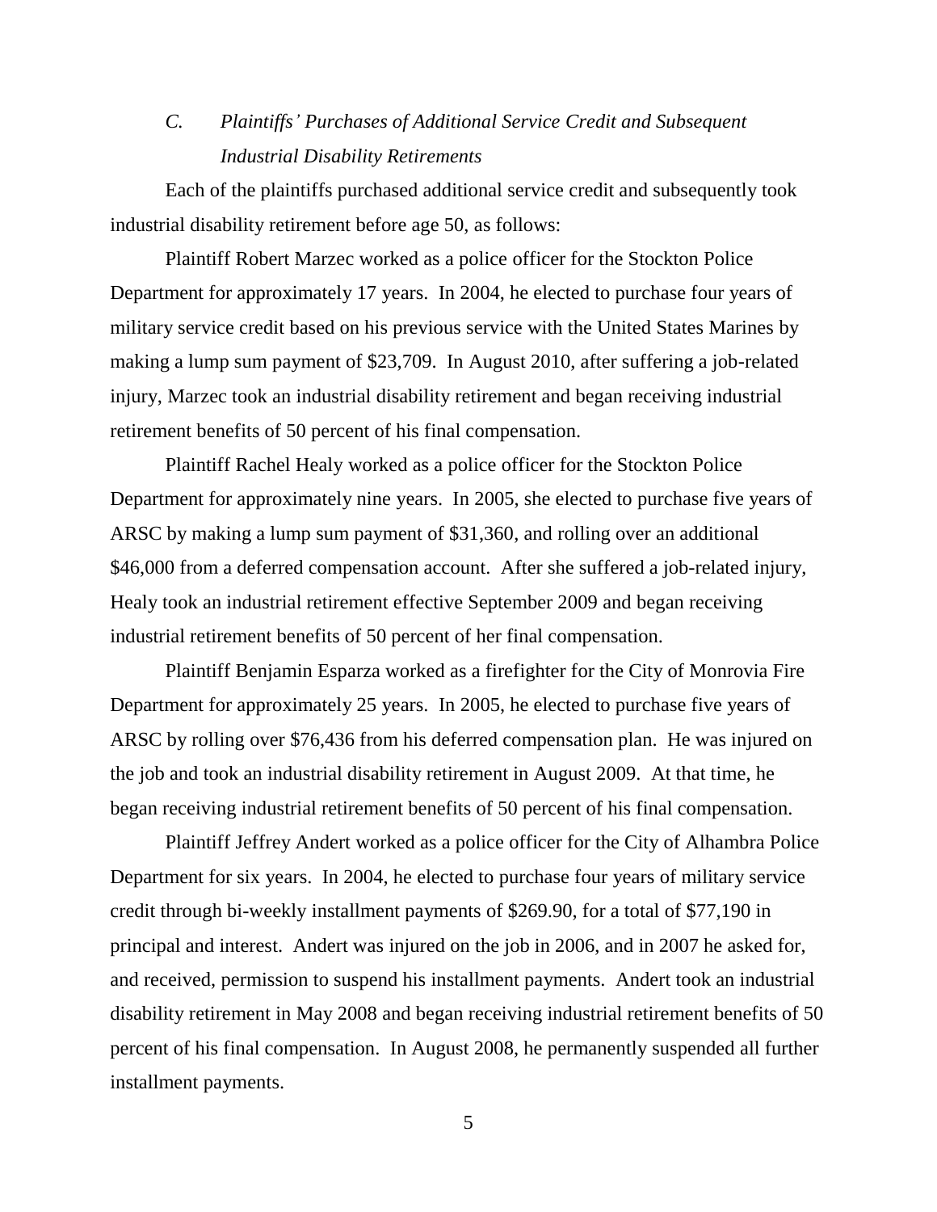### *C. Plaintiffs' Purchases of Additional Service Credit and Subsequent Industrial Disability Retirements*

Each of the plaintiffs purchased additional service credit and subsequently took industrial disability retirement before age 50, as follows:

Plaintiff Robert Marzec worked as a police officer for the Stockton Police Department for approximately 17 years. In 2004, he elected to purchase four years of military service credit based on his previous service with the United States Marines by making a lump sum payment of $23,709. In August 2010, after suffering a job-related injury, Marzec took an industrial disability retirement and began receiving industrial retirement benefits of 50 percent of his final compensation.

Plaintiff Rachel Healy worked as a police officer for the Stockton Police Department for approximately nine years. In 2005, she elected to purchase five years of ARSC by making a lump sum payment of $31,360, and rolling over an additional $46,000 from a deferred compensation account. After she suffered a job-related injury, Healy took an industrial retirement effective September 2009 and began receiving industrial retirement benefits of 50 percent of her final compensation.

Plaintiff Benjamin Esparza worked as a firefighter for the City of Monrovia Fire Department for approximately 25 years. In 2005, he elected to purchase five years of ARSC by rolling over $76,436 from his deferred compensation plan. He was injured on the job and took an industrial disability retirement in August 2009. At that time, he began receiving industrial retirement benefits of 50 percent of his final compensation.

Plaintiff Jeffrey Andert worked as a police officer for the City of Alhambra Police Department for six years. In 2004, he elected to purchase four years of military service credit through bi-weekly installment payments of $269.90, for a total of $77,190 in principal and interest. Andert was injured on the job in 2006, and in 2007 he asked for, and received, permission to suspend his installment payments. Andert took an industrial disability retirement in May 2008 and began receiving industrial retirement benefits of 50 percent of his final compensation. In August 2008, he permanently suspended all further installment payments.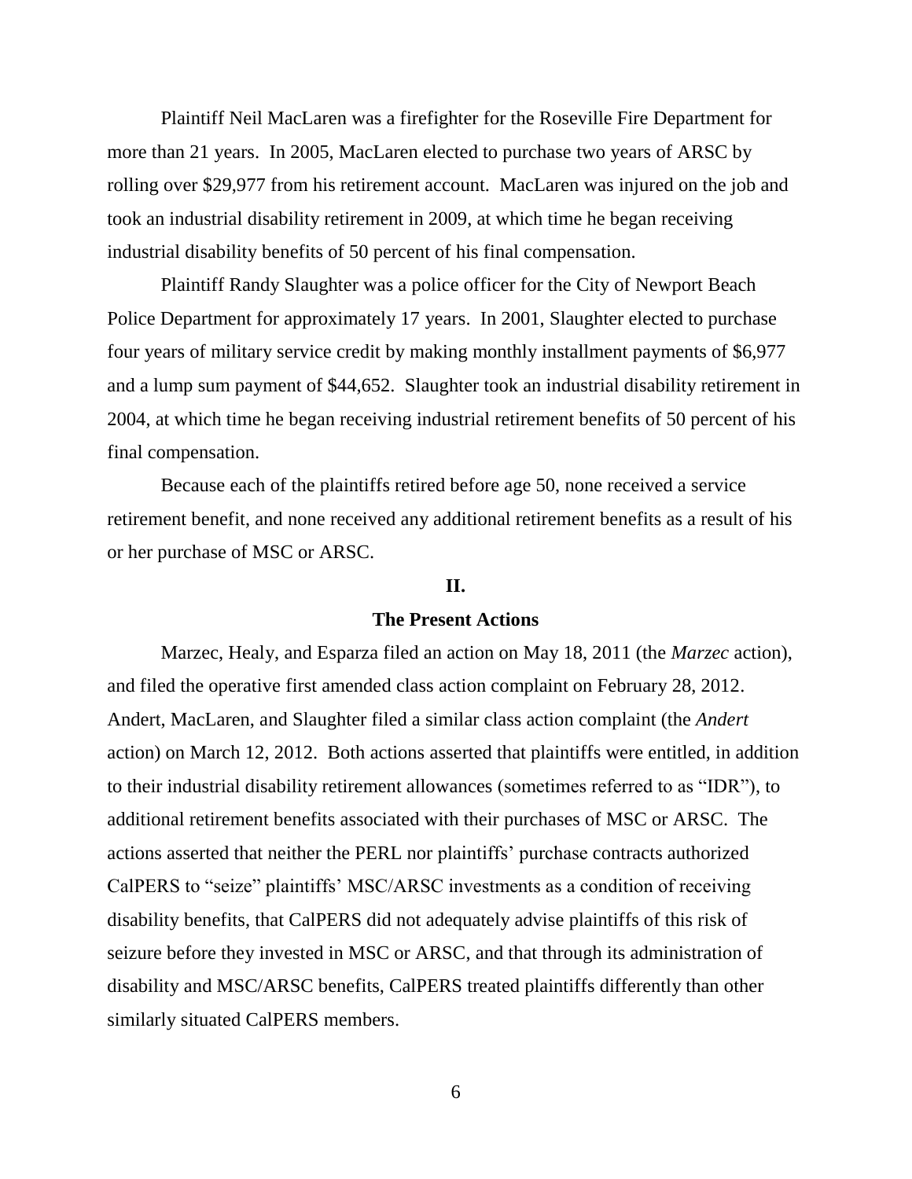Plaintiff Neil MacLaren was a firefighter for the Roseville Fire Department for more than 21 years. In 2005, MacLaren elected to purchase two years of ARSC by rolling over $29,977 from his retirement account. MacLaren was injured on the job and took an industrial disability retirement in 2009, at which time he began receiving industrial disability benefits of 50 percent of his final compensation.

Plaintiff Randy Slaughter was a police officer for the City of Newport Beach Police Department for approximately 17 years. In 2001, Slaughter elected to purchase four years of military service credit by making monthly installment payments of $6,977 and a lump sum payment of $44,652. Slaughter took an industrial disability retirement in 2004, at which time he began receiving industrial retirement benefits of 50 percent of his final compensation.

Because each of the plaintiffs retired before age 50, none received a service retirement benefit, and none received any additional retirement benefits as a result of his or her purchase of MSC or ARSC.

## II.

## The Present Actions

Marzec, Healy, and Esparza filed an action on May 18, 2011 (the *Marzec* action), and filed the operative first amended class action complaint on February 28, 2012. Andert, MacLaren, and Slaughter filed a similar class action complaint (the *Andert* action) on March 12, 2012. Both actions asserted that plaintiffs were entitled, in addition to their industrial disability retirement allowances (sometimes referred to as "IDR"), to additional retirement benefits associated with their purchases of MSC or ARSC. The actions asserted that neither the PERL nor plaintiffs' purchase contracts authorized CalPERS to "seize" plaintiffs' MSC/ARSC investments as a condition of receiving disability benefits, that CalPERS did not adequately advise plaintiffs of this risk of seizure before they invested in MSC or ARSC, and that through its administration of disability and MSC/ARSC benefits, CalPERS treated plaintiffs differently than other similarly situated CalPERS members.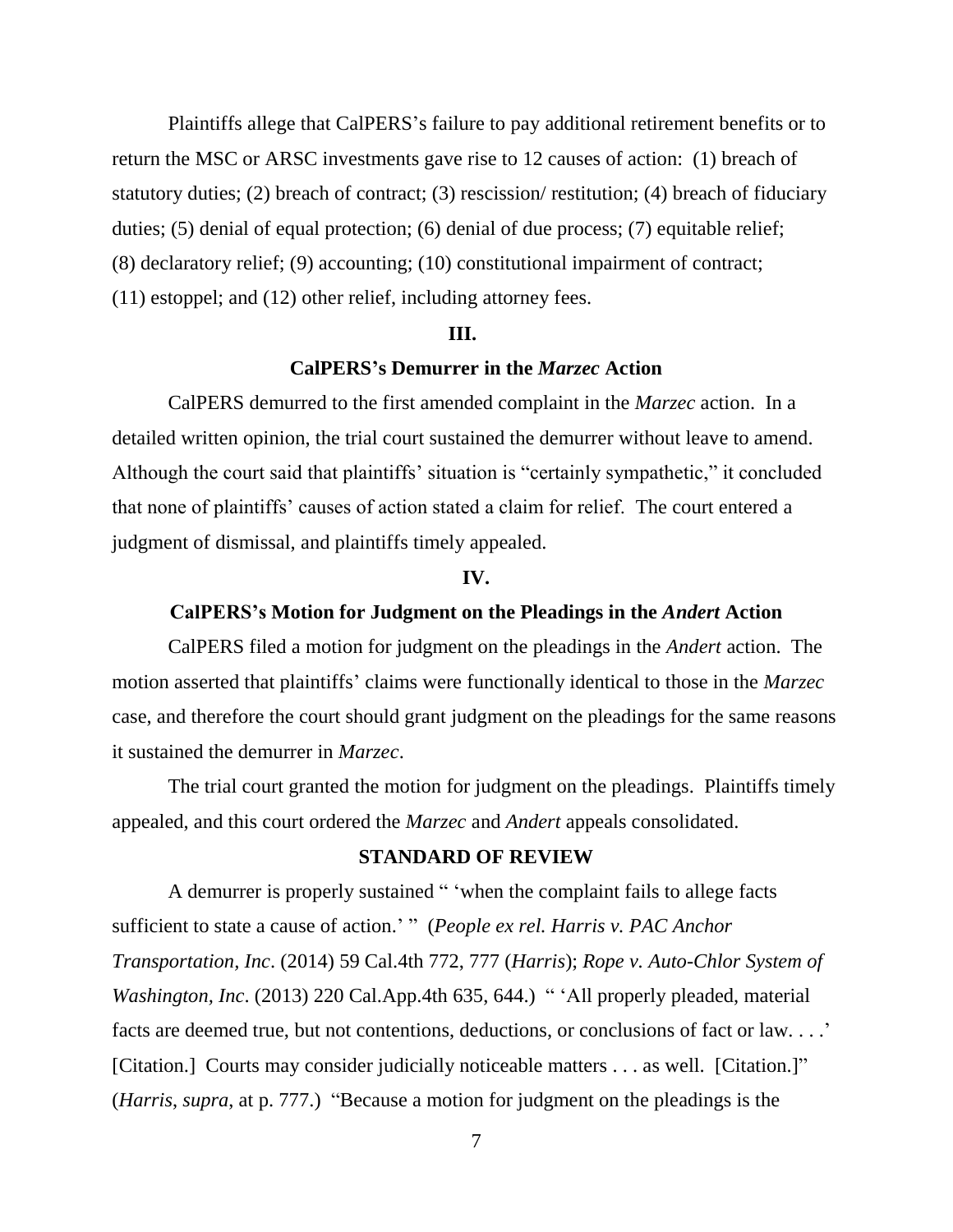Plaintiffs allege that CalPERS's failure to pay additional retirement benefits or to return the MSC or ARSC investments gave rise to 12 causes of action: (1) breach of statutory duties; (2) breach of contract; (3) rescission/ restitution; (4) breach of fiduciary duties; (5) denial of equal protection; (6) denial of due process; (7) equitable relief; (8) declaratory relief; (9) accounting; (10) constitutional impairment of contract; (11) estoppel; and (12) other relief, including attorney fees.

## III.

## CalPERS's Demurrer in the *Marzec* Action

CalPERS demurred to the first amended complaint in the *Marzec* action. In a detailed written opinion, the trial court sustained the demurrer without leave to amend. Although the court said that plaintiffs' situation is "certainly sympathetic," it concluded that none of plaintiffs' causes of action stated a claim for relief. The court entered a judgment of dismissal, and plaintiffs timely appealed.

## IV.

## CalPERS's Motion for Judgment on the Pleadings in the *Andert* Action

CalPERS filed a motion for judgment on the pleadings in the *Andert* action. The motion asserted that plaintiffs' claims were functionally identical to those in the *Marzec* case, and therefore the court should grant judgment on the pleadings for the same reasons it sustained the demurrer in *Marzec*.

The trial court granted the motion for judgment on the pleadings. Plaintiffs timely appealed, and this court ordered the *Marzec* and *Andert* appeals consolidated.

## STANDARD OF REVIEW

A demurrer is properly sustained " 'when the complaint fails to allege facts sufficient to state a cause of action.' " (*People ex rel. Harris v. PAC Anchor Transportation, Inc*. (2014) 59 Cal.4th 772, 777 (*Harris*); *Rope v. Auto-Chlor System of Washington, Inc*. (2013) 220 Cal.App.4th 635, 644.) " 'All properly pleaded, material facts are deemed true, but not contentions, deductions, or conclusions of fact or law. . . .' [Citation.] Courts may consider judicially noticeable matters . . . as well. [Citation.]" (*Harris*, *supra*, at p. 777.) "Because a motion for judgment on the pleadings is the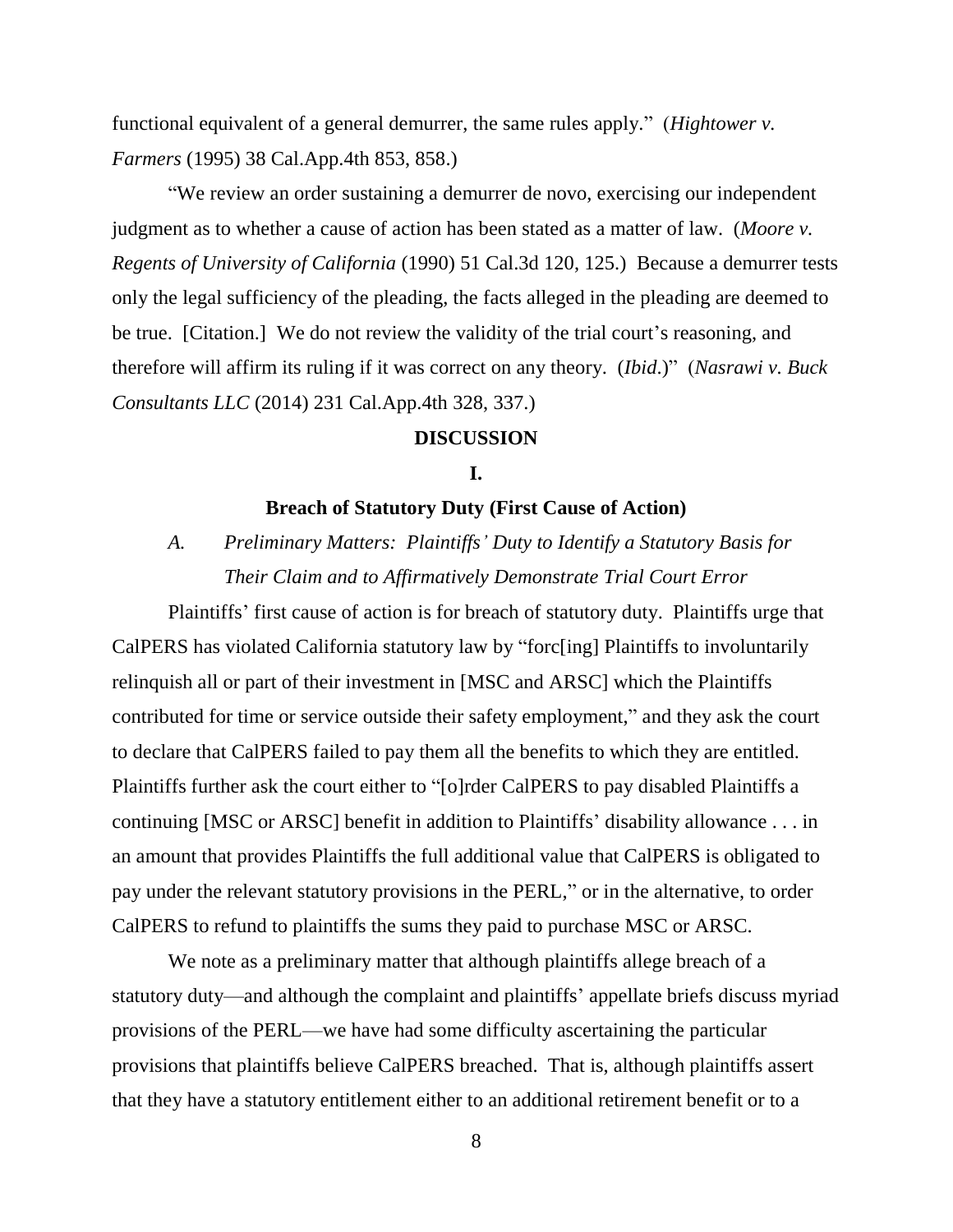functional equivalent of a general demurrer, the same rules apply." (*Hightower v. Farmers* (1995) 38 Cal.App.4th 853, 858.)

"We review an order sustaining a demurrer de novo, exercising our independent judgment as to whether a cause of action has been stated as a matter of law. (*Moore v. Regents of University of California* (1990) 51 Cal.3d 120, 125.) Because a demurrer tests only the legal sufficiency of the pleading, the facts alleged in the pleading are deemed to be true. [Citation.] We do not review the validity of the trial court's reasoning, and therefore will affirm its ruling if it was correct on any theory. (*Ibid*.)" (*Nasrawi v. Buck Consultants LLC* (2014) 231 Cal.App.4th 328, 337.)

## DISCUSSION

### I.

### Breach of Statutory Duty (First Cause of Action)

*A. Preliminary Matters: Plaintiffs' Duty to Identify a Statutory Basis for Their Claim and to Affirmatively Demonstrate Trial Court Error*

Plaintiffs' first cause of action is for breach of statutory duty. Plaintiffs urge that CalPERS has violated California statutory law by "forc[ing] Plaintiffs to involuntarily relinquish all or part of their investment in [MSC and ARSC] which the Plaintiffs contributed for time or service outside their safety employment," and they ask the court to declare that CalPERS failed to pay them all the benefits to which they are entitled. Plaintiffs further ask the court either to "[o]rder CalPERS to pay disabled Plaintiffs a continuing [MSC or ARSC] benefit in addition to Plaintiffs' disability allowance . . . in an amount that provides Plaintiffs the full additional value that CalPERS is obligated to pay under the relevant statutory provisions in the PERL," or in the alternative, to order CalPERS to refund to plaintiffs the sums they paid to purchase MSC or ARSC.

We note as a preliminary matter that although plaintiffs allege breach of a statutory duty—and although the complaint and plaintiffs' appellate briefs discuss myriad provisions of the PERL—we have had some difficulty ascertaining the particular provisions that plaintiffs believe CalPERS breached. That is, although plaintiffs assert that they have a statutory entitlement either to an additional retirement benefit or to a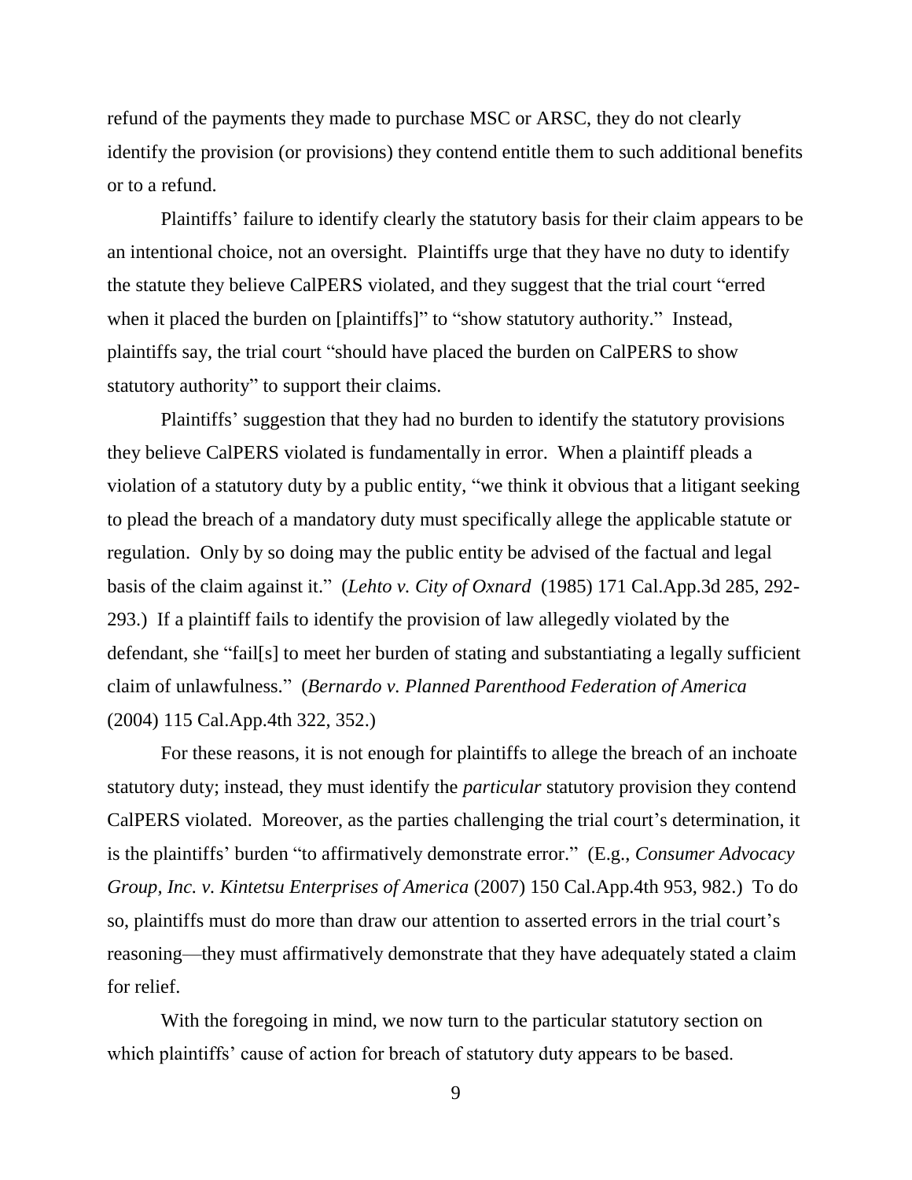refund of the payments they made to purchase MSC or ARSC, they do not clearly identify the provision (or provisions) they contend entitle them to such additional benefits or to a refund.

Plaintiffs' failure to identify clearly the statutory basis for their claim appears to be an intentional choice, not an oversight. Plaintiffs urge that they have no duty to identify the statute they believe CalPERS violated, and they suggest that the trial court "erred when it placed the burden on [plaintiffs]" to "show statutory authority." Instead, plaintiffs say, the trial court "should have placed the burden on CalPERS to show statutory authority" to support their claims.

Plaintiffs' suggestion that they had no burden to identify the statutory provisions they believe CalPERS violated is fundamentally in error. When a plaintiff pleads a violation of a statutory duty by a public entity, "we think it obvious that a litigant seeking to plead the breach of a mandatory duty must specifically allege the applicable statute or regulation. Only by so doing may the public entity be advised of the factual and legal basis of the claim against it." (*Lehto v. City of Oxnard* (1985) 171 Cal.App.3d 285, 292-293.) If a plaintiff fails to identify the provision of law allegedly violated by the defendant, she "fail[s] to meet her burden of stating and substantiating a legally sufficient claim of unlawfulness." (*Bernardo v. Planned Parenthood Federation of America* (2004) 115 Cal.App.4th 322, 352.)

For these reasons, it is not enough for plaintiffs to allege the breach of an inchoate statutory duty; instead, they must identify the *particular* statutory provision they contend CalPERS violated. Moreover, as the parties challenging the trial court's determination, it is the plaintiffs' burden "to affirmatively demonstrate error." (E.g., *Consumer Advocacy Group, Inc. v. Kintetsu Enterprises of America* (2007) 150 Cal.App.4th 953, 982.) To do so, plaintiffs must do more than draw our attention to asserted errors in the trial court's reasoning—they must affirmatively demonstrate that they have adequately stated a claim for relief.

With the foregoing in mind, we now turn to the particular statutory section on which plaintiffs' cause of action for breach of statutory duty appears to be based.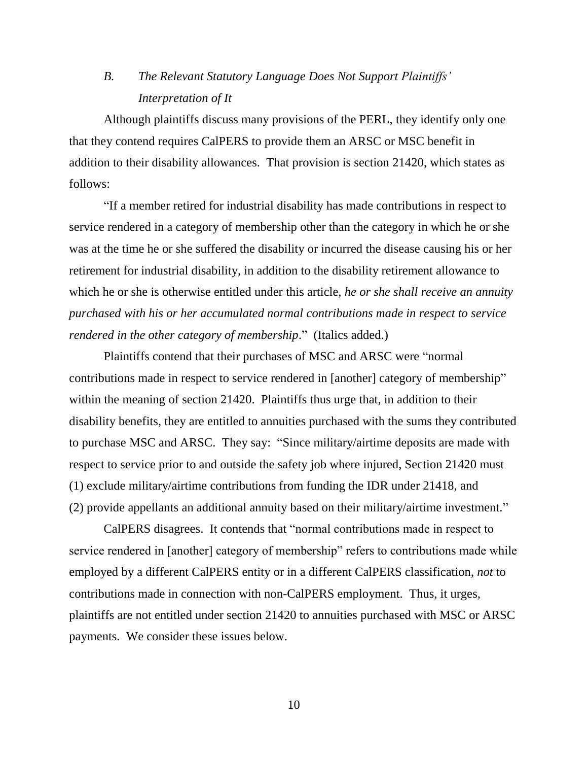### *B. The Relevant Statutory Language Does Not Support Plaintiffs' Interpretation of It*

Although plaintiffs discuss many provisions of the PERL, they identify only one that they contend requires CalPERS to provide them an ARSC or MSC benefit in addition to their disability allowances. That provision is section 21420, which states as follows:

"If a member retired for industrial disability has made contributions in respect to service rendered in a category of membership other than the category in which he or she was at the time he or she suffered the disability or incurred the disease causing his or her retirement for industrial disability, in addition to the disability retirement allowance to which he or she is otherwise entitled under this article, *he or she shall receive an annuity purchased with his or her accumulated normal contributions made in respect to service rendered in the other category of membership*." (Italics added.)

Plaintiffs contend that their purchases of MSC and ARSC were "normal contributions made in respect to service rendered in [another] category of membership" within the meaning of section 21420. Plaintiffs thus urge that, in addition to their disability benefits, they are entitled to annuities purchased with the sums they contributed to purchase MSC and ARSC. They say: "Since military/airtime deposits are made with respect to service prior to and outside the safety job where injured, Section 21420 must (1) exclude military/airtime contributions from funding the IDR under 21418, and (2) provide appellants an additional annuity based on their military/airtime investment."

CalPERS disagrees. It contends that "normal contributions made in respect to service rendered in [another] category of membership" refers to contributions made while employed by a different CalPERS entity or in a different CalPERS classification, *not* to contributions made in connection with non-CalPERS employment. Thus, it urges, plaintiffs are not entitled under section 21420 to annuities purchased with MSC or ARSC payments. We consider these issues below.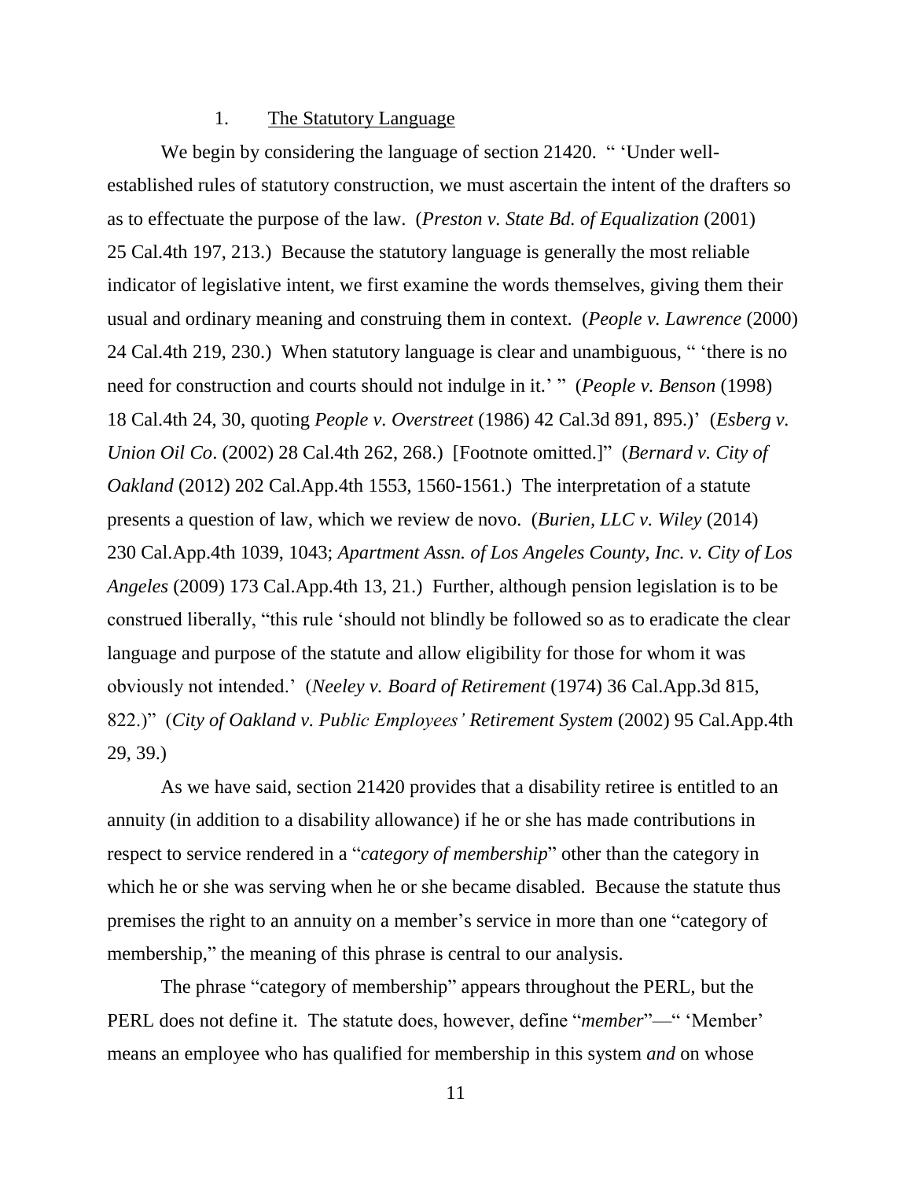### 1. <u>The Statutory Language</u>

We begin by considering the language of section 21420. " 'Under well-established rules of statutory construction, we must ascertain the intent of the drafters so as to effectuate the purpose of the law. (*Preston v. State Bd. of Equalization* (2001) 25 Cal.4th 197, 213.) Because the statutory language is generally the most reliable indicator of legislative intent, we first examine the words themselves, giving them their usual and ordinary meaning and construing them in context. (*People v. Lawrence* (2000) 24 Cal.4th 219, 230.) When statutory language is clear and unambiguous, " 'there is no need for construction and courts should not indulge in it.' " (*People v. Benson* (1998) 18 Cal.4th 24, 30, quoting *People v. Overstreet* (1986) 42 Cal.3d 891, 895.)' (*Esberg v. Union Oil Co*. (2002) 28 Cal.4th 262, 268.) [Footnote omitted.]" (*Bernard v. City of Oakland* (2012) 202 Cal.App.4th 1553, 1560-1561.) The interpretation of a statute presents a question of law, which we review de novo. (*Burien, LLC v. Wiley* (2014) 230 Cal.App.4th 1039, 1043; *Apartment Assn. of Los Angeles County, Inc. v. City of Los Angeles* (2009) 173 Cal.App.4th 13, 21.) Further, although pension legislation is to be construed liberally, "this rule 'should not blindly be followed so as to eradicate the clear language and purpose of the statute and allow eligibility for those for whom it was obviously not intended.' (*Neeley v. Board of Retirement* (1974) 36 Cal.App.3d 815, 822.)" (*City of Oakland v. Public Employees' Retirement System* (2002) 95 Cal.App.4th 29, 39.)

As we have said, section 21420 provides that a disability retiree is entitled to an annuity (in addition to a disability allowance) if he or she has made contributions in respect to service rendered in a "*category of membership*" other than the category in which he or she was serving when he or she became disabled. Because the statute thus premises the right to an annuity on a member's service in more than one "category of membership," the meaning of this phrase is central to our analysis.

The phrase "category of membership" appears throughout the PERL, but the PERL does not define it. The statute does, however, define "*member*"—" 'Member' means an employee who has qualified for membership in this system *and* on whose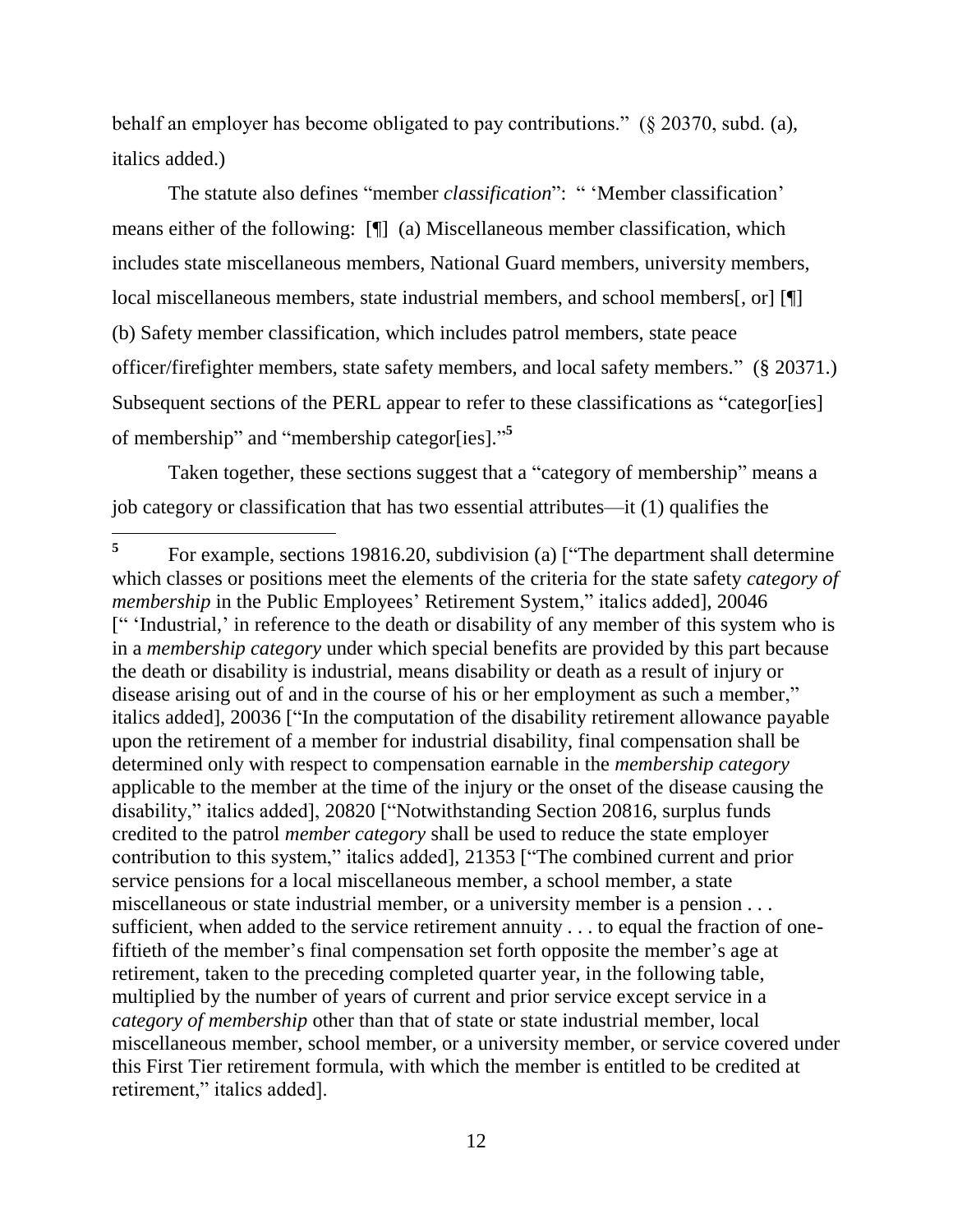behalf an employer has become obligated to pay contributions." (§ 20370, subd. (a), italics added.)

The statute also defines "member *classification*": " 'Member classification' means either of the following: [¶] (a) Miscellaneous member classification, which includes state miscellaneous members, National Guard members, university members, local miscellaneous members, state industrial members, and school members[, or] [¶] (b) Safety member classification, which includes patrol members, state peace officer/firefighter members, state safety members, and local safety members." (§ 20371.) Subsequent sections of the PERL appear to refer to these classifications as "categor[ies] of membership" and "membership categor[ies]."[5]

Taken together, these sections suggest that a "category of membership" means a job category or classification that has two essential attributes—it (1) qualifies the

---

[5] For example, sections 19816.20, subdivision (a) ["The department shall determine which classes or positions meet the elements of the criteria for the state safety *category of membership* in the Public Employees' Retirement System," italics added], 20046 [" 'Industrial,' in reference to the death or disability of any member of this system who is in a *membership category* under which special benefits are provided by this part because the death or disability is industrial, means disability or death as a result of injury or disease arising out of and in the course of his or her employment as such a member," italics added], 20036 ["In the computation of the disability retirement allowance payable upon the retirement of a member for industrial disability, final compensation shall be determined only with respect to compensation earnable in the *membership category* applicable to the member at the time of the injury or the onset of the disease causing the disability," italics added], 20820 ["Notwithstanding Section 20816, surplus funds credited to the patrol *member category* shall be used to reduce the state employer contribution to this system," italics added], 21353 ["The combined current and prior service pensions for a local miscellaneous member, a school member, a state miscellaneous or state industrial member, or a university member is a pension . . . sufficient, when added to the service retirement annuity . . . to equal the fraction of one-fiftieth of the member's final compensation set forth opposite the member's age at retirement, taken to the preceding completed quarter year, in the following table, multiplied by the number of years of current and prior service except service in a *category of membership* other than that of state or state industrial member, local miscellaneous member, school member, or a university member, or service covered under this First Tier retirement formula, with which the member is entitled to be credited at retirement," italics added].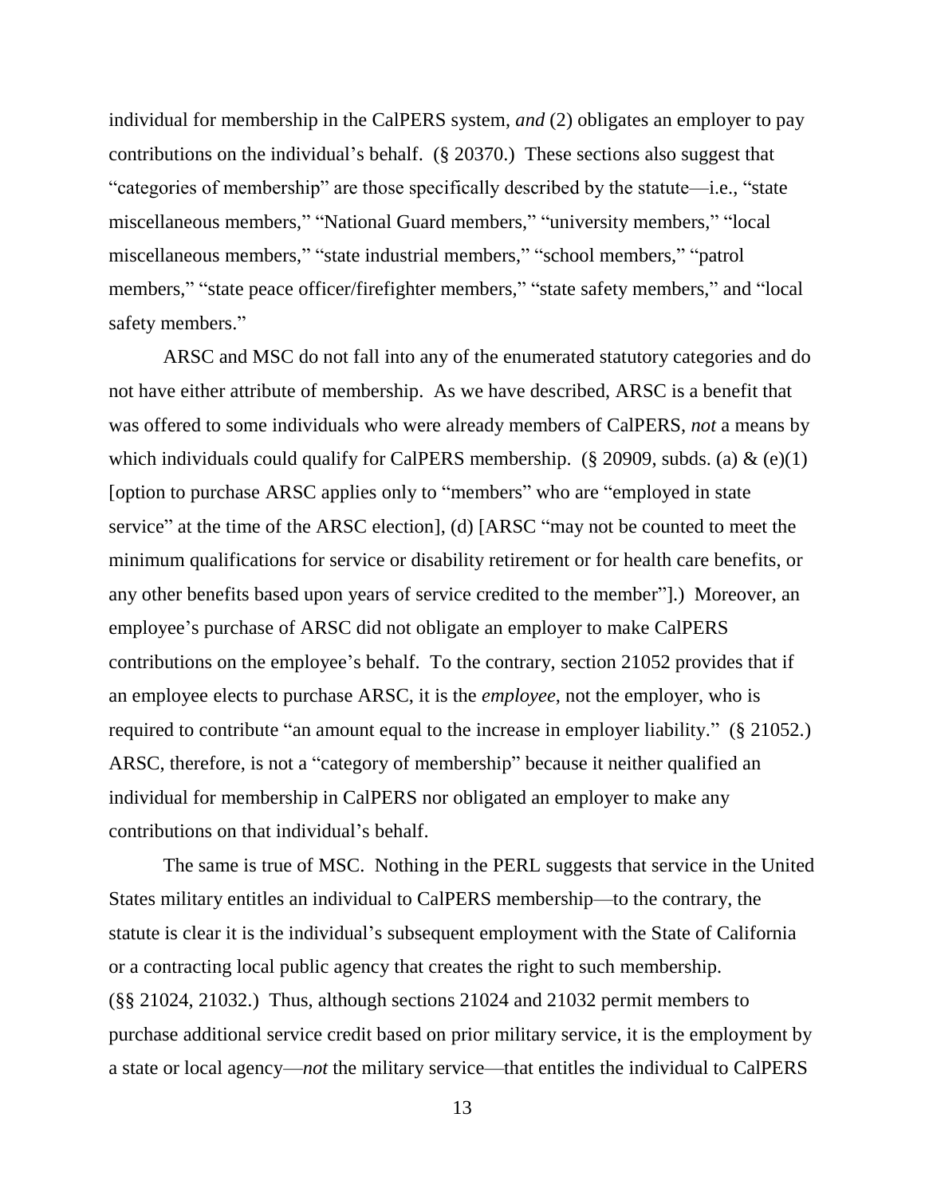individual for membership in the CalPERS system, *and* (2) obligates an employer to pay contributions on the individual's behalf. (§ 20370.) These sections also suggest that "categories of membership" are those specifically described by the statute—i.e., "state miscellaneous members," "National Guard members," "university members," "local miscellaneous members," "state industrial members," "school members," "patrol members," "state peace officer/firefighter members," "state safety members," and "local safety members."

ARSC and MSC do not fall into any of the enumerated statutory categories and do not have either attribute of membership. As we have described, ARSC is a benefit that was offered to some individuals who were already members of CalPERS, *not* a means by which individuals could qualify for CalPERS membership. (§ 20909, subds. (a) & (e)(1) [option to purchase ARSC applies only to "members" who are "employed in state service" at the time of the ARSC election], (d) [ARSC "may not be counted to meet the minimum qualifications for service or disability retirement or for health care benefits, or any other benefits based upon years of service credited to the member"].) Moreover, an employee's purchase of ARSC did not obligate an employer to make CalPERS contributions on the employee's behalf. To the contrary, section 21052 provides that if an employee elects to purchase ARSC, it is the *employee*, not the employer, who is required to contribute "an amount equal to the increase in employer liability." (§ 21052.) ARSC, therefore, is not a "category of membership" because it neither qualified an individual for membership in CalPERS nor obligated an employer to make any contributions on that individual's behalf.

The same is true of MSC. Nothing in the PERL suggests that service in the United States military entitles an individual to CalPERS membership—to the contrary, the statute is clear it is the individual's subsequent employment with the State of California or a contracting local public agency that creates the right to such membership. (§§ 21024, 21032.) Thus, although sections 21024 and 21032 permit members to purchase additional service credit based on prior military service, it is the employment by a state or local agency—*not* the military service—that entitles the individual to CalPERS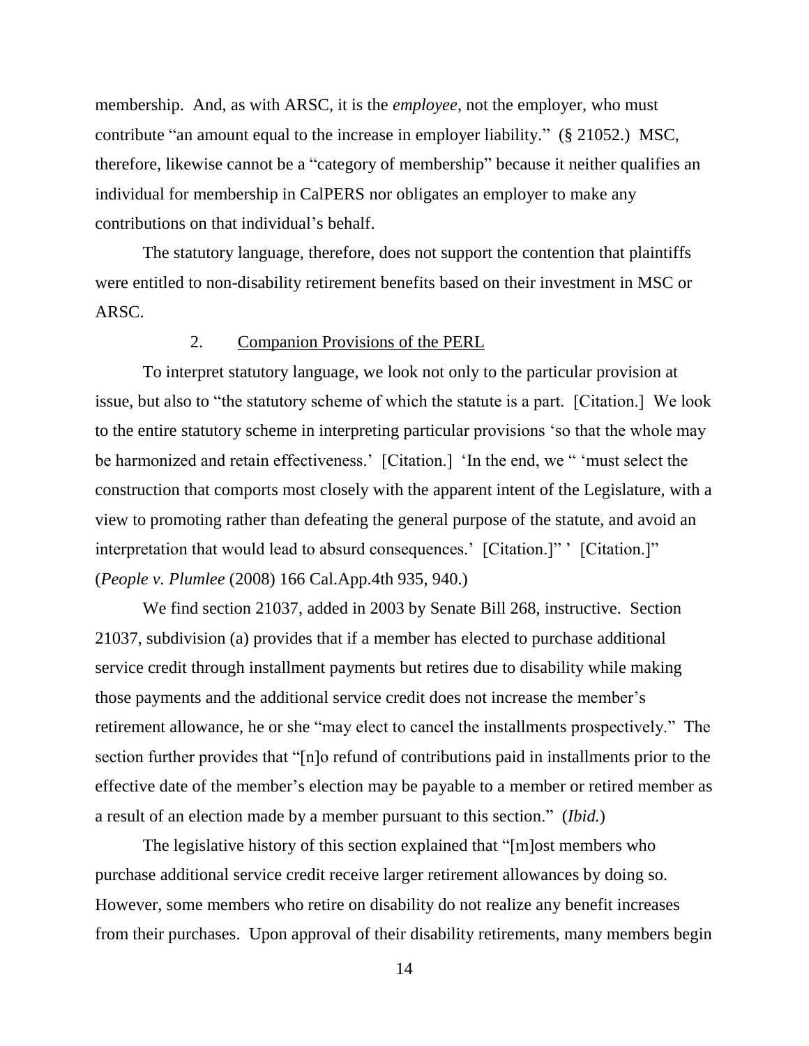membership. And, as with ARSC, it is the *employee*, not the employer, who must contribute "an amount equal to the increase in employer liability." (§ 21052.) MSC, therefore, likewise cannot be a "category of membership" because it neither qualifies an individual for membership in CalPERS nor obligates an employer to make any contributions on that individual's behalf.

The statutory language, therefore, does not support the contention that plaintiffs were entitled to non-disability retirement benefits based on their investment in MSC or ARSC.

### 2. Companion Provisions of the PERL

To interpret statutory language, we look not only to the particular provision at issue, but also to "the statutory scheme of which the statute is a part. [Citation.] We look to the entire statutory scheme in interpreting particular provisions 'so that the whole may be harmonized and retain effectiveness.' [Citation.] 'In the end, we " 'must select the construction that comports most closely with the apparent intent of the Legislature, with a view to promoting rather than defeating the general purpose of the statute, and avoid an interpretation that would lead to absurd consequences.' [Citation.]" ' [Citation.]" (*People v. Plumlee* (2008) 166 Cal.App.4th 935, 940.)

We find section 21037, added in 2003 by Senate Bill 268, instructive. Section 21037, subdivision (a) provides that if a member has elected to purchase additional service credit through installment payments but retires due to disability while making those payments and the additional service credit does not increase the member's retirement allowance, he or she "may elect to cancel the installments prospectively." The section further provides that "[n]o refund of contributions paid in installments prior to the effective date of the member's election may be payable to a member or retired member as a result of an election made by a member pursuant to this section." (*Ibid.*)

The legislative history of this section explained that "[m]ost members who purchase additional service credit receive larger retirement allowances by doing so. However, some members who retire on disability do not realize any benefit increases from their purchases. Upon approval of their disability retirements, many members begin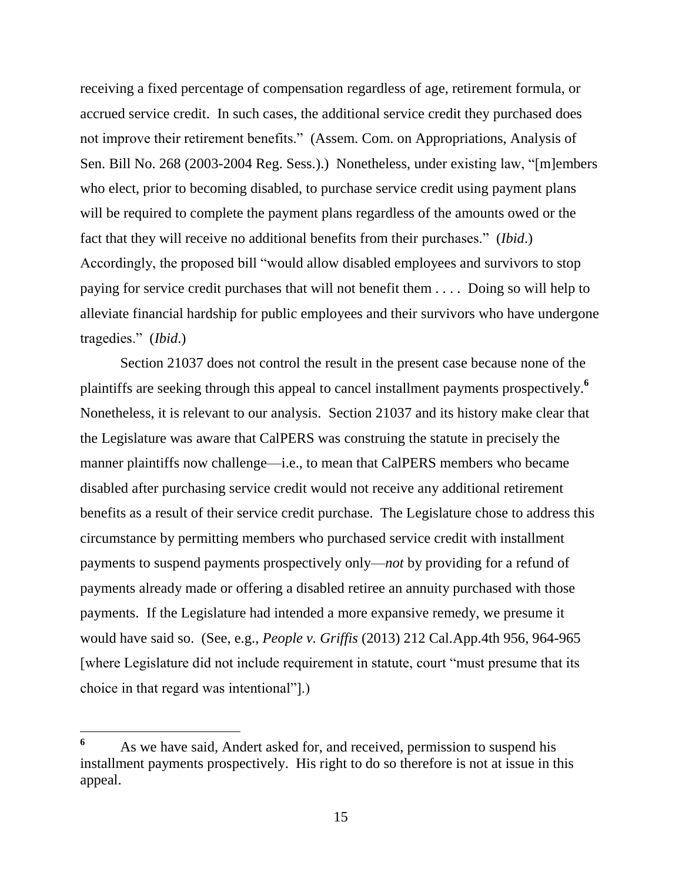receiving a fixed percentage of compensation regardless of age, retirement formula, or accrued service credit. In such cases, the additional service credit they purchased does not improve their retirement benefits." (Assem. Com. on Appropriations, Analysis of Sen. Bill No. 268 (2003-2004 Reg. Sess.).) Nonetheless, under existing law, "[m]embers who elect, prior to becoming disabled, to purchase service credit using payment plans will be required to complete the payment plans regardless of the amounts owed or the fact that they will receive no additional benefits from their purchases." (*Ibid*.) Accordingly, the proposed bill "would allow disabled employees and survivors to stop paying for service credit purchases that will not benefit them . . . . Doing so will help to alleviate financial hardship for public employees and their survivors who have undergone tragedies." (*Ibid*.)

Section 21037 does not control the result in the present case because none of the plaintiffs are seeking through this appeal to cancel installment payments prospectively.[6] Nonetheless, it is relevant to our analysis. Section 21037 and its history make clear that the Legislature was aware that CalPERS was construing the statute in precisely the manner plaintiffs now challenge—i.e., to mean that CalPERS members who became disabled after purchasing service credit would not receive any additional retirement benefits as a result of their service credit purchase. The Legislature chose to address this circumstance by permitting members who purchased service credit with installment payments to suspend payments prospectively only—*not* by providing for a refund of payments already made or offering a disabled retiree an annuity purchased with those payments. If the Legislature had intended a more expansive remedy, we presume it would have said so. (See, e.g., *People v. Griffis* (2013) 212 Cal.App.4th 956, 964-965 [where Legislature did not include requirement in statute, court "must presume that its choice in that regard was intentional"].)

---

[6] As we have said, Andert asked for, and received, permission to suspend his installment payments prospectively. His right to do so therefore is not at issue in this appeal.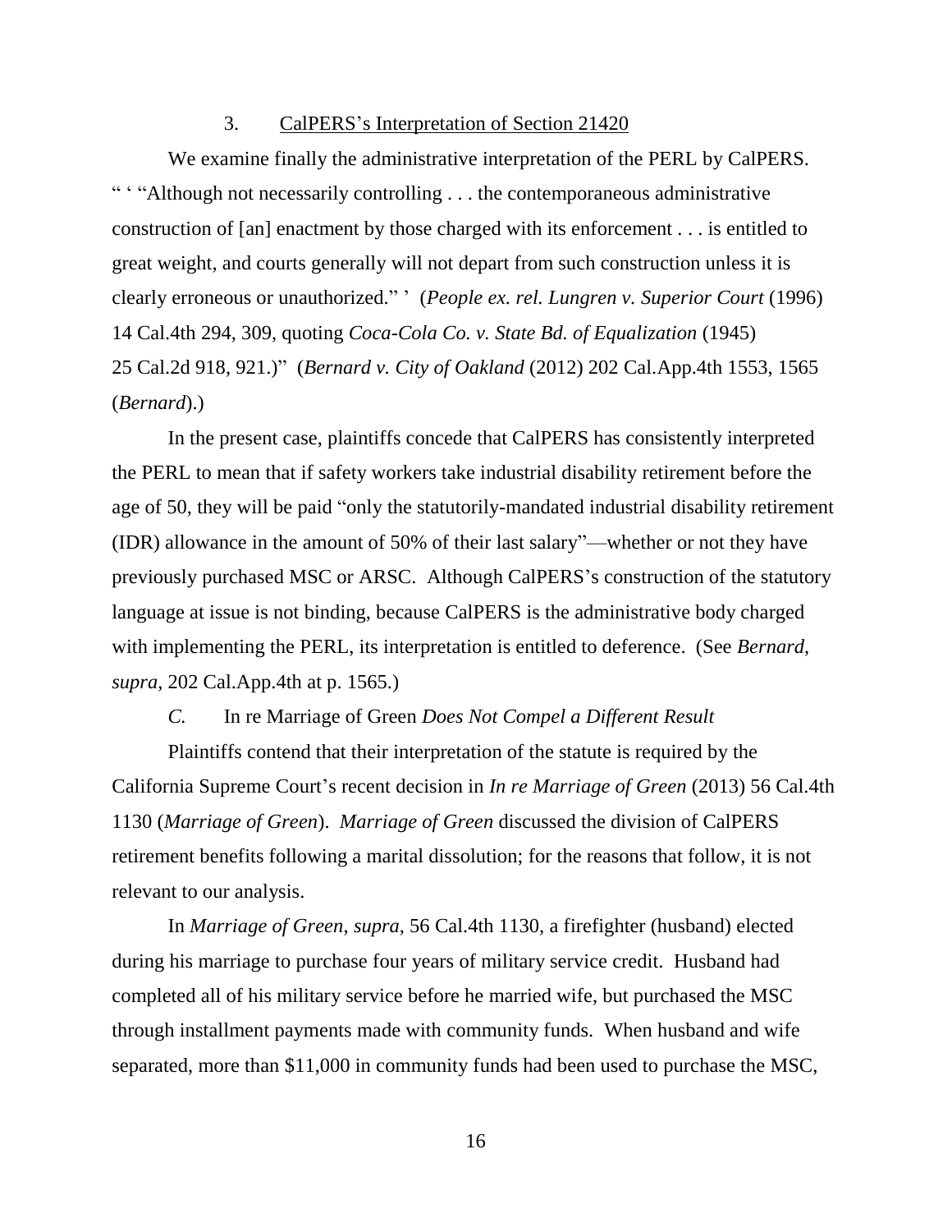### 3. CalPERS's Interpretation of Section 21420

We examine finally the administrative interpretation of the PERL by CalPERS. " ' "Although not necessarily controlling . . . the contemporaneous administrative construction of [an] enactment by those charged with its enforcement . . . is entitled to great weight, and courts generally will not depart from such construction unless it is clearly erroneous or unauthorized." ' (*People ex. rel. Lungren v. Superior Court* (1996) 14 Cal.4th 294, 309, quoting *Coca-Cola Co. v. State Bd. of Equalization* (1945) 25 Cal.2d 918, 921.)" (*Bernard v. City of Oakland* (2012) 202 Cal.App.4th 1553, 1565 (*Bernard*).)

In the present case, plaintiffs concede that CalPERS has consistently interpreted the PERL to mean that if safety workers take industrial disability retirement before the age of 50, they will be paid "only the statutorily-mandated industrial disability retirement (IDR) allowance in the amount of 50% of their last salary"—whether or not they have previously purchased MSC or ARSC. Although CalPERS's construction of the statutory language at issue is not binding, because CalPERS is the administrative body charged with implementing the PERL, its interpretation is entitled to deference. (See *Bernard*, *supra*, 202 Cal.App.4th at p. 1565.)

## *C.* In re Marriage of Green *Does Not Compel a Different Result*

Plaintiffs contend that their interpretation of the statute is required by the California Supreme Court's recent decision in *In re Marriage of Green* (2013) 56 Cal.4th 1130 (*Marriage of Green*). *Marriage of Green* discussed the division of CalPERS retirement benefits following a marital dissolution; for the reasons that follow, it is not relevant to our analysis.

In *Marriage of Green*, *supra*, 56 Cal.4th 1130, a firefighter (husband) elected during his marriage to purchase four years of military service credit. Husband had completed all of his military service before he married wife, but purchased the MSC through installment payments made with community funds. When husband and wife separated, more than $11,000 in community funds had been used to purchase the MSC,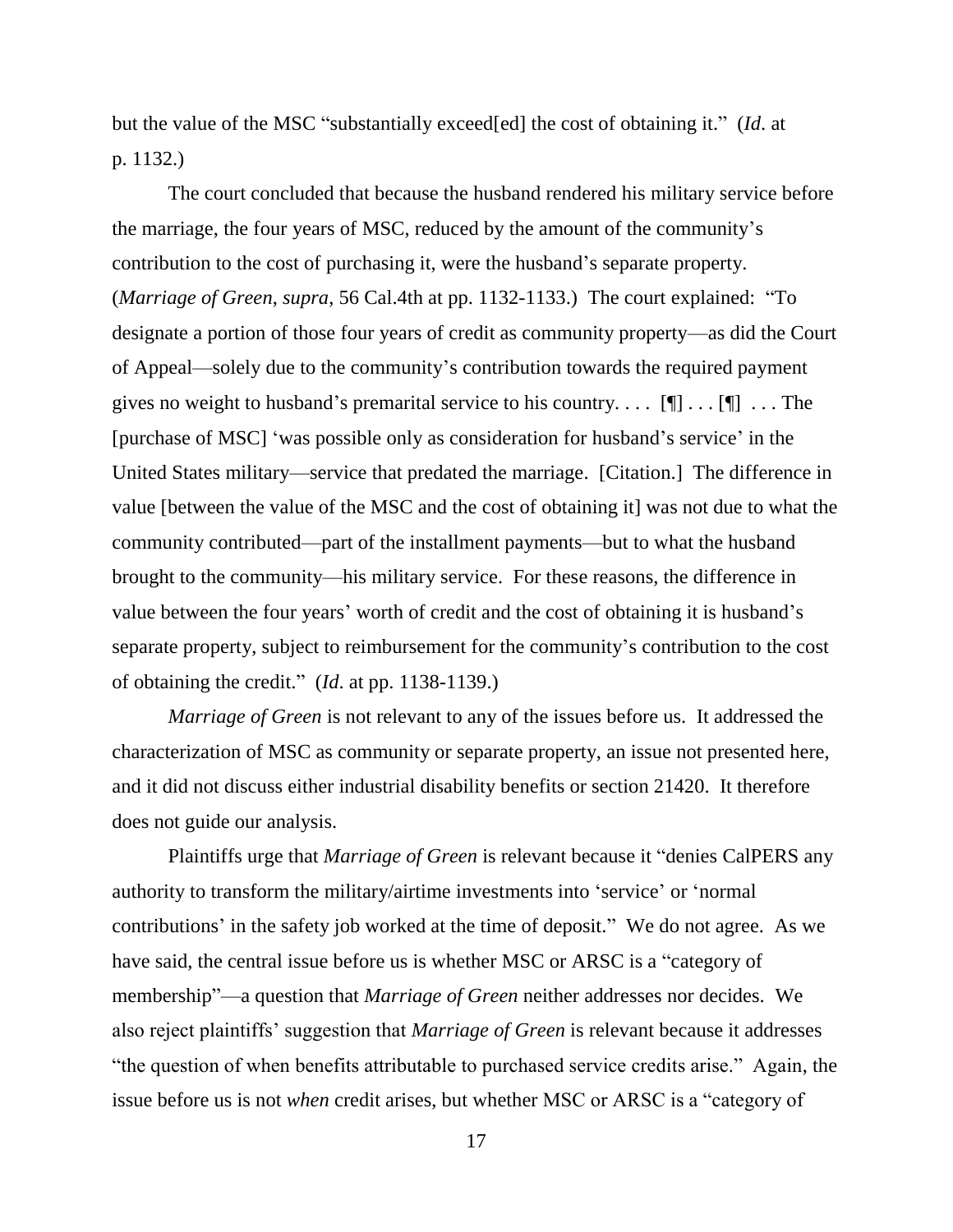but the value of the MSC "substantially exceed[ed] the cost of obtaining it." (*Id*. at p. 1132.)

The court concluded that because the husband rendered his military service before the marriage, the four years of MSC, reduced by the amount of the community's contribution to the cost of purchasing it, were the husband's separate property. (*Marriage of Green*, *supra*, 56 Cal.4th at pp. 1132-1133.) The court explained: "To designate a portion of those four years of credit as community property—as did the Court of Appeal—solely due to the community's contribution towards the required payment gives no weight to husband's premarital service to his country. . . . [¶] . . . [¶] . . . The [purchase of MSC] 'was possible only as consideration for husband's service' in the United States military—service that predated the marriage. [Citation.] The difference in value [between the value of the MSC and the cost of obtaining it] was not due to what the community contributed—part of the installment payments—but to what the husband brought to the community—his military service. For these reasons, the difference in value between the four years' worth of credit and the cost of obtaining it is husband's separate property, subject to reimbursement for the community's contribution to the cost of obtaining the credit." (*Id*. at pp. 1138-1139.)

*Marriage of Green* is not relevant to any of the issues before us. It addressed the characterization of MSC as community or separate property, an issue not presented here, and it did not discuss either industrial disability benefits or section 21420. It therefore does not guide our analysis.

Plaintiffs urge that *Marriage of Green* is relevant because it "denies CalPERS any authority to transform the military/airtime investments into 'service' or 'normal contributions' in the safety job worked at the time of deposit." We do not agree. As we have said, the central issue before us is whether MSC or ARSC is a "category of membership"—a question that *Marriage of Green* neither addresses nor decides. We also reject plaintiffs' suggestion that *Marriage of Green* is relevant because it addresses "the question of when benefits attributable to purchased service credits arise." Again, the issue before us is not *when* credit arises, but whether MSC or ARSC is a "category of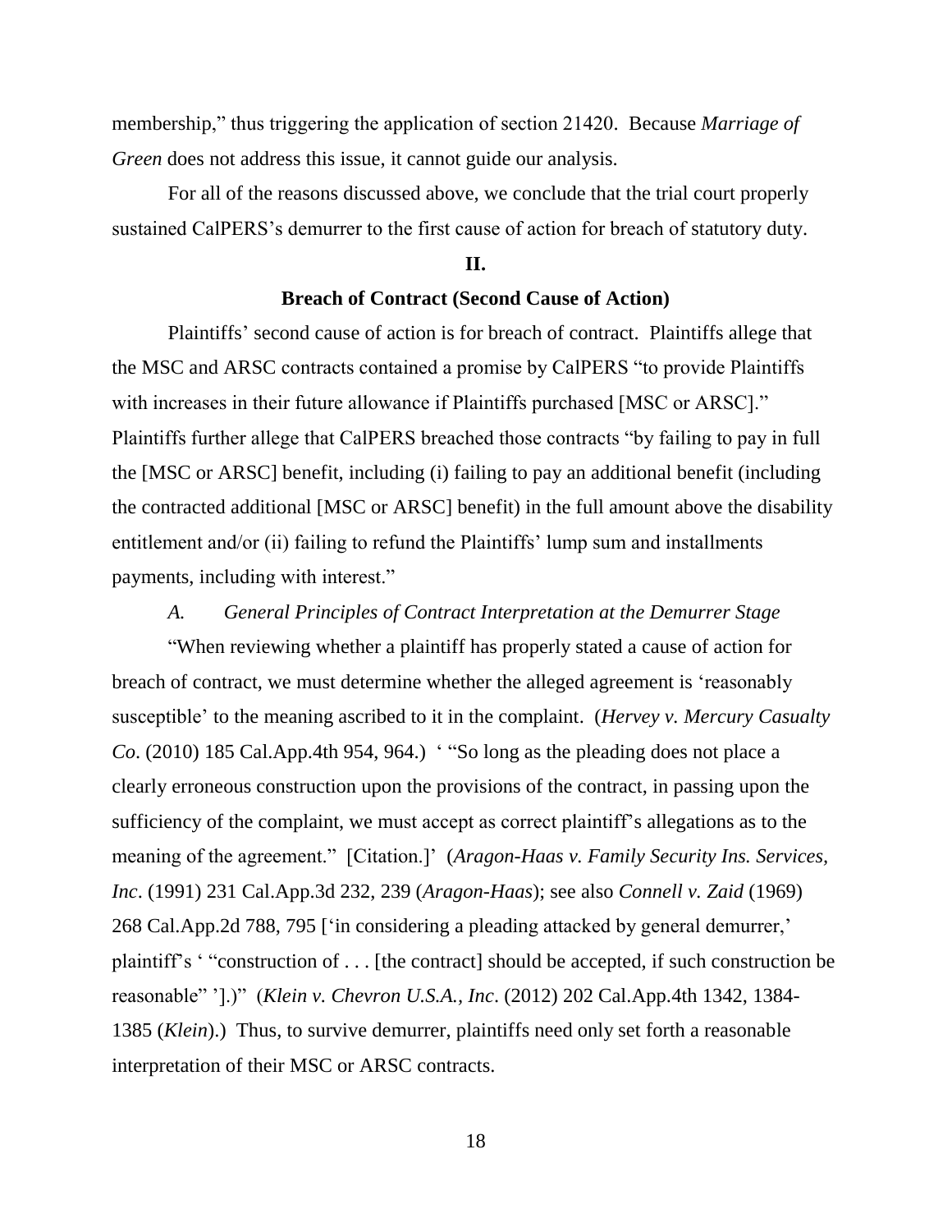membership," thus triggering the application of section 21420. Because *Marriage of Green* does not address this issue, it cannot guide our analysis.

For all of the reasons discussed above, we conclude that the trial court properly sustained CalPERS's demurrer to the first cause of action for breach of statutory duty.

**II.**

**Breach of Contract (Second Cause of Action)**

Plaintiffs' second cause of action is for breach of contract. Plaintiffs allege that the MSC and ARSC contracts contained a promise by CalPERS "to provide Plaintiffs with increases in their future allowance if Plaintiffs purchased [MSC or ARSC]." Plaintiffs further allege that CalPERS breached those contracts "by failing to pay in full the [MSC or ARSC] benefit, including (i) failing to pay an additional benefit (including the contracted additional [MSC or ARSC] benefit) in the full amount above the disability entitlement and/or (ii) failing to refund the Plaintiffs' lump sum and installments payments, including with interest."

*A. General Principles of Contract Interpretation at the Demurrer Stage*

"When reviewing whether a plaintiff has properly stated a cause of action for breach of contract, we must determine whether the alleged agreement is 'reasonably susceptible' to the meaning ascribed to it in the complaint. (*Hervey v. Mercury Casualty Co*. (2010) 185 Cal.App.4th 954, 964.) ' "So long as the pleading does not place a clearly erroneous construction upon the provisions of the contract, in passing upon the sufficiency of the complaint, we must accept as correct plaintiff's allegations as to the meaning of the agreement." [Citation.]' (*Aragon-Haas v. Family Security Ins. Services, Inc*. (1991) 231 Cal.App.3d 232, 239 (*Aragon-Haas*); see also *Connell v. Zaid* (1969) 268 Cal.App.2d 788, 795 ['in considering a pleading attacked by general demurrer,' plaintiff's ' "construction of . . . [the contract] should be accepted, if such construction be reasonable" '].)" (*Klein v. Chevron U.S.A., Inc*. (2012) 202 Cal.App.4th 1342, 1384-1385 (*Klein*).) Thus, to survive demurrer, plaintiffs need only set forth a reasonable interpretation of their MSC or ARSC contracts.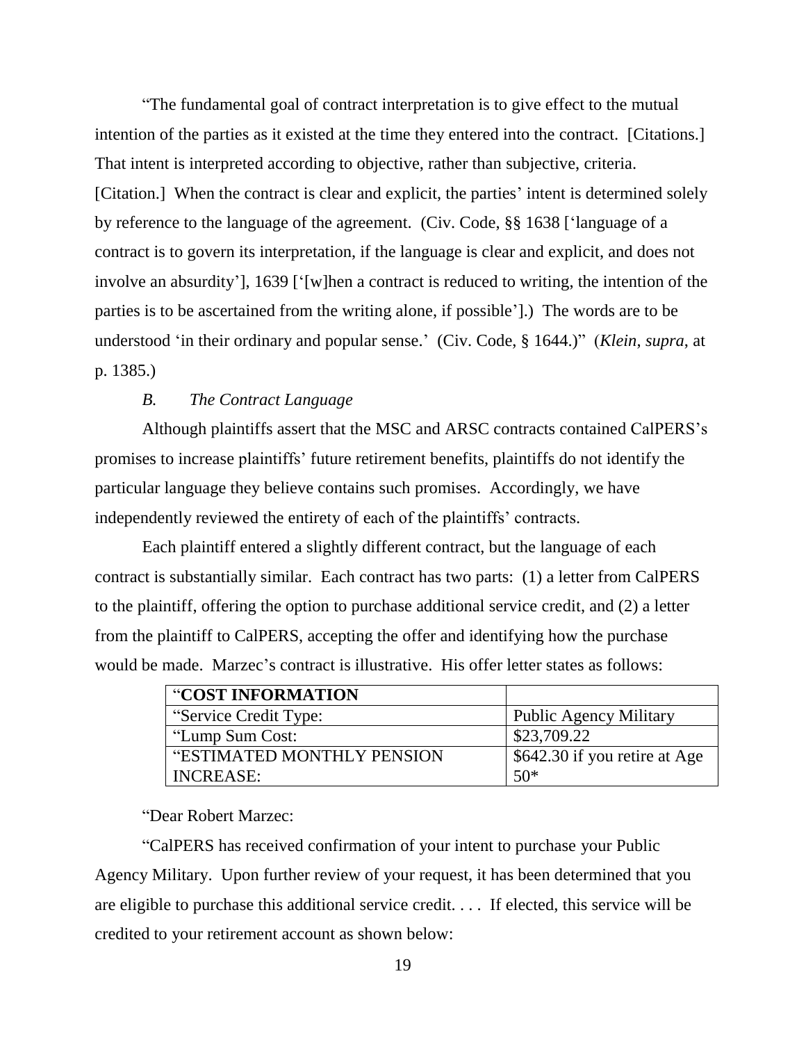"The fundamental goal of contract interpretation is to give effect to the mutual intention of the parties as it existed at the time they entered into the contract. [Citations.] That intent is interpreted according to objective, rather than subjective, criteria. [Citation.] When the contract is clear and explicit, the parties' intent is determined solely by reference to the language of the agreement. (Civ. Code, §§ 1638 ['language of a contract is to govern its interpretation, if the language is clear and explicit, and does not involve an absurdity'], 1639 ['[w]hen a contract is reduced to writing, the intention of the parties is to be ascertained from the writing alone, if possible'].) The words are to be understood 'in their ordinary and popular sense.' (Civ. Code, § 1644.)" (*Klein*, *supra*, at p. 1385.)

### *B. The Contract Language*

Although plaintiffs assert that the MSC and ARSC contracts contained CalPERS's promises to increase plaintiffs' future retirement benefits, plaintiffs do not identify the particular language they believe contains such promises. Accordingly, we have independently reviewed the entirety of each of the plaintiffs' contracts.

Each plaintiff entered a slightly different contract, but the language of each contract is substantially similar. Each contract has two parts: (1) a letter from CalPERS to the plaintiff, offering the option to purchase additional service credit, and (2) a letter from the plaintiff to CalPERS, accepting the offer and identifying how the purchase would be made. Marzec's contract is illustrative. His offer letter states as follows:

| "**COST INFORMATION** | |
|---|---|
| "Service Credit Type: | Public Agency Military |
| "Lump Sum Cost: | $23,709.22 |
| "ESTIMATED MONTHLY PENSION INCREASE: | $642.30 if you retire at Age 50* |

"Dear Robert Marzec:

"CalPERS has received confirmation of your intent to purchase your Public Agency Military. Upon further review of your request, it has been determined that you are eligible to purchase this additional service credit. . . . If elected, this service will be credited to your retirement account as shown below: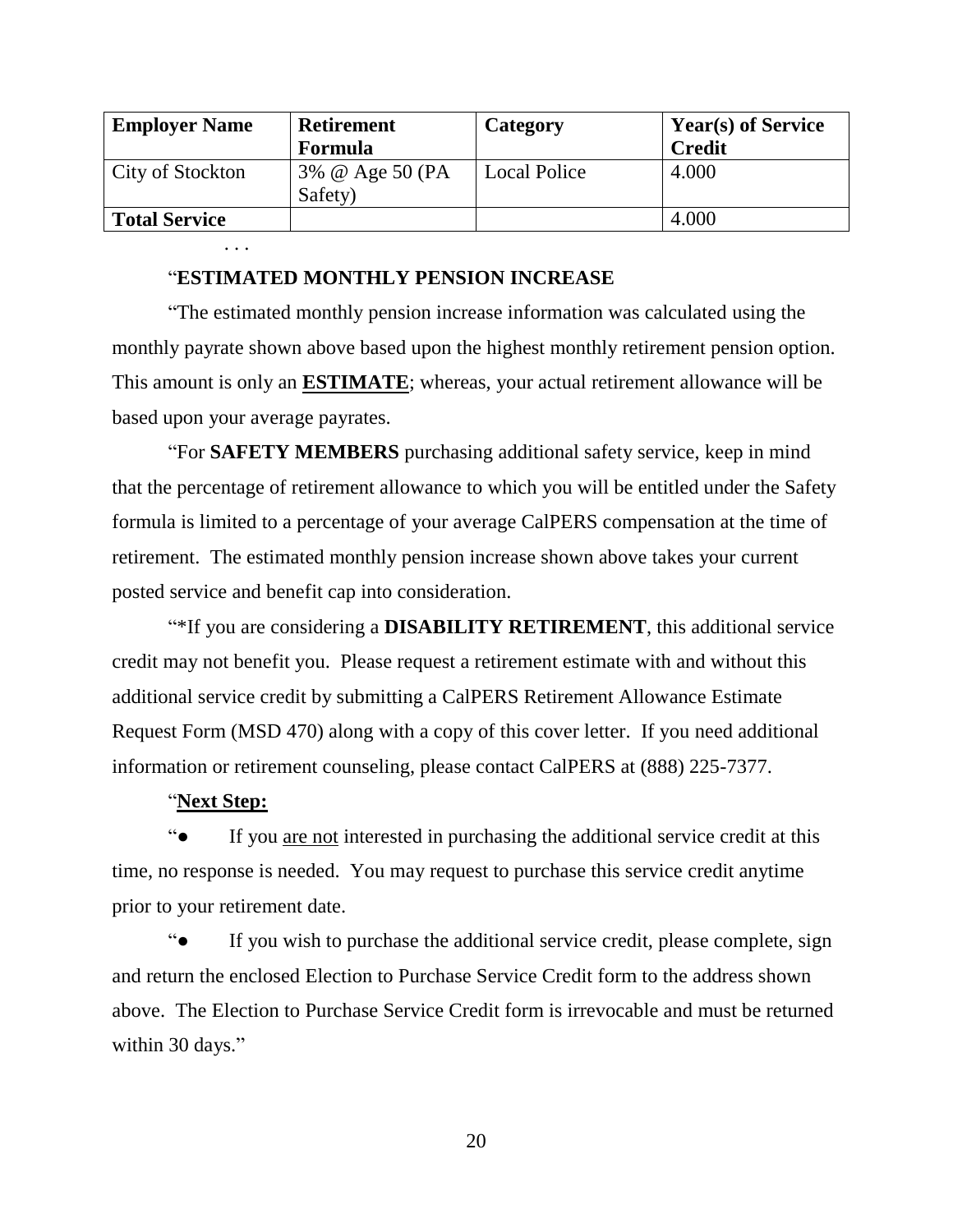| Employer Name | Retirement Formula | Category | Year(s) of Service Credit |
|---|---|---|---|
| City of Stockton | 3% @ Age 50 (PA Safety) | Local Police | 4.000 |
| **Total Service** | | | 4.000 |

. . .

"**ESTIMATED MONTHLY PENSION INCREASE**

"The estimated monthly pension increase information was calculated using the monthly payrate shown above based upon the highest monthly retirement pension option. This amount is only an **ESTIMATE**; whereas, your actual retirement allowance will be based upon your average payrates.

"For **SAFETY MEMBERS** purchasing additional safety service, keep in mind that the percentage of retirement allowance to which you will be entitled under the Safety formula is limited to a percentage of your average CalPERS compensation at the time of retirement. The estimated monthly pension increase shown above takes your current posted service and benefit cap into consideration.

"*If you are considering a **DISABILITY RETIREMENT**, this additional service credit may not benefit you. Please request a retirement estimate with and without this additional service credit by submitting a CalPERS Retirement Allowance Estimate Request Form (MSD 470) along with a copy of this cover letter. If you need additional information or retirement counseling, please contact CalPERS at (888) 225-7377.

"**Next Step:**

"● If you are not interested in purchasing the additional service credit at this time, no response is needed. You may request to purchase this service credit anytime prior to your retirement date.

"● If you wish to purchase the additional service credit, please complete, sign and return the enclosed Election to Purchase Service Credit form to the address shown above. The Election to Purchase Service Credit form is irrevocable and must be returned within 30 days."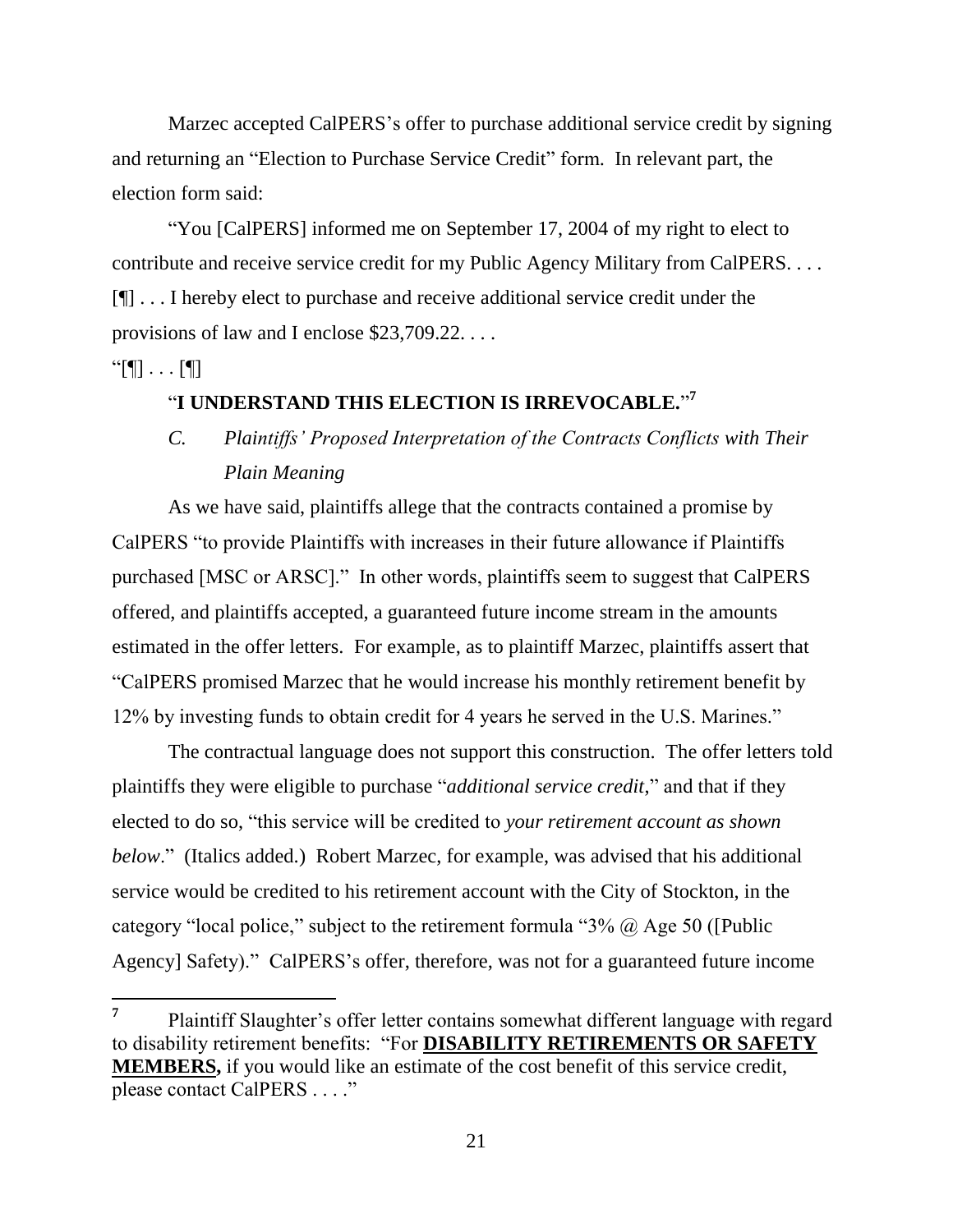Marzec accepted CalPERS's offer to purchase additional service credit by signing and returning an "Election to Purchase Service Credit" form. In relevant part, the election form said:

"You [CalPERS] informed me on September 17, 2004 of my right to elect to contribute and receive service credit for my Public Agency Military from CalPERS. . . . [¶] . . . I hereby elect to purchase and receive additional service credit under the provisions of law and I enclose $23,709.22. . . .

"[¶] . . . [¶]

"**I UNDERSTAND THIS ELECTION IS IRREVOCABLE.**"[7]

### *C. Plaintiffs' Proposed Interpretation of the Contracts Conflicts with Their Plain Meaning*

As we have said, plaintiffs allege that the contracts contained a promise by CalPERS "to provide Plaintiffs with increases in their future allowance if Plaintiffs purchased [MSC or ARSC]." In other words, plaintiffs seem to suggest that CalPERS offered, and plaintiffs accepted, a guaranteed future income stream in the amounts estimated in the offer letters. For example, as to plaintiff Marzec, plaintiffs assert that "CalPERS promised Marzec that he would increase his monthly retirement benefit by 12% by investing funds to obtain credit for 4 years he served in the U.S. Marines."

The contractual language does not support this construction. The offer letters told plaintiffs they were eligible to purchase "*additional service credit*," and that if they elected to do so, "this service will be credited to *your retirement account as shown below*." (Italics added.) Robert Marzec, for example, was advised that his additional service would be credited to his retirement account with the City of Stockton, in the category "local police," subject to the retirement formula "3% @ Age 50 ([Public Agency] Safety)." CalPERS's offer, therefore, was not for a guaranteed future income

---

[7] Plaintiff Slaughter's offer letter contains somewhat different language with regard to disability retirement benefits: "For **DISABILITY RETIREMENTS OR SAFETY MEMBERS,** if you would like an estimate of the cost benefit of this service credit, please contact CalPERS . . . ."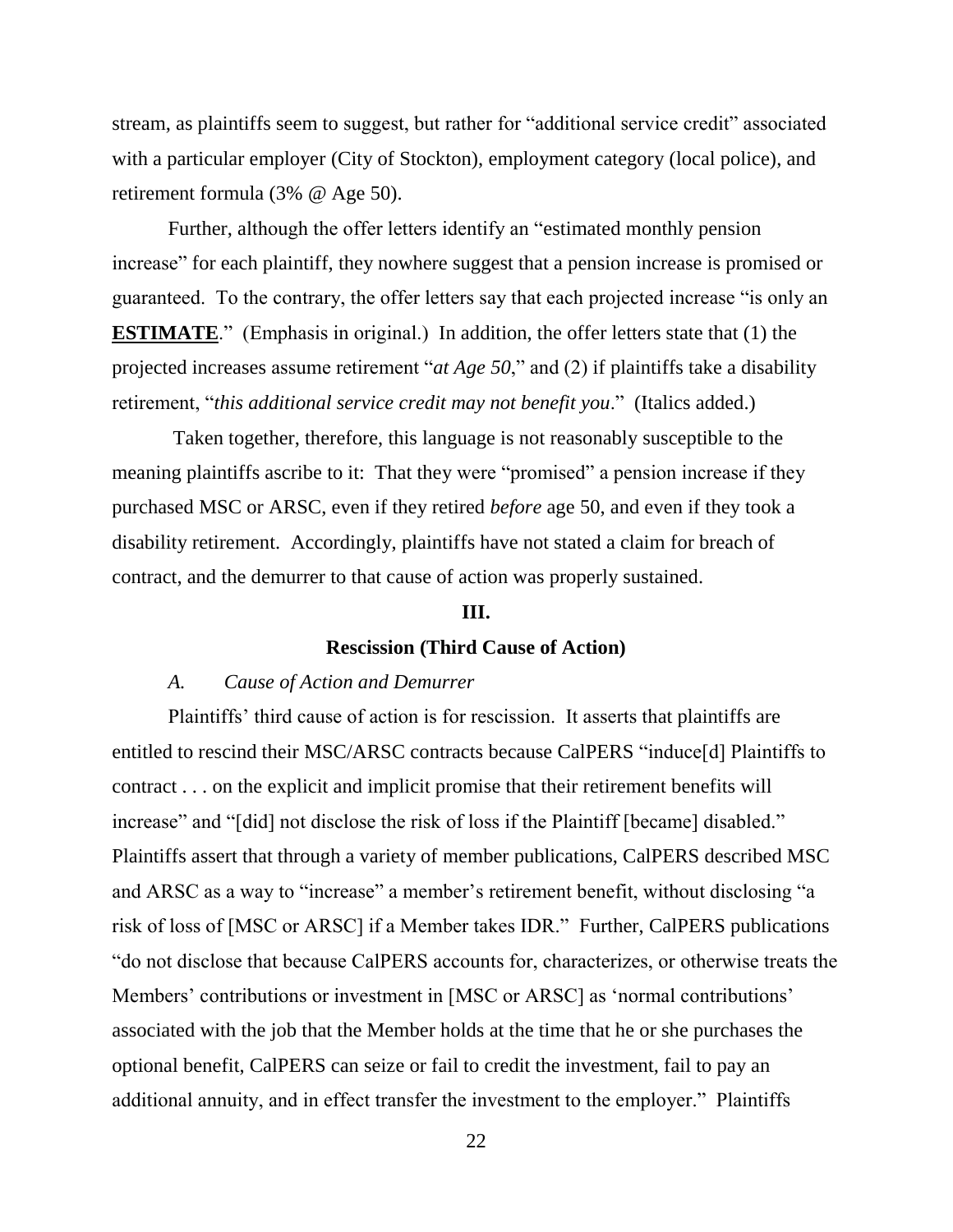stream, as plaintiffs seem to suggest, but rather for "additional service credit" associated with a particular employer (City of Stockton), employment category (local police), and retirement formula (3% @ Age 50).

Further, although the offer letters identify an "estimated monthly pension increase" for each plaintiff, they nowhere suggest that a pension increase is promised or guaranteed. To the contrary, the offer letters say that each projected increase "is only an **ESTIMATE**." (Emphasis in original.) In addition, the offer letters state that (1) the projected increases assume retirement "*at Age 50*," and (2) if plaintiffs take a disability retirement, "*this additional service credit may not benefit you*." (Italics added.)

Taken together, therefore, this language is not reasonably susceptible to the meaning plaintiffs ascribe to it: That they were "promised" a pension increase if they purchased MSC or ARSC, even if they retired *before* age 50, and even if they took a disability retirement. Accordingly, plaintiffs have not stated a claim for breach of contract, and the demurrer to that cause of action was properly sustained.

### III.

### Rescission (Third Cause of Action)

*A. Cause of Action and Demurrer*

Plaintiffs' third cause of action is for rescission. It asserts that plaintiffs are entitled to rescind their MSC/ARSC contracts because CalPERS "induce[d] Plaintiffs to contract . . . on the explicit and implicit promise that their retirement benefits will increase" and "[did] not disclose the risk of loss if the Plaintiff [became] disabled." Plaintiffs assert that through a variety of member publications, CalPERS described MSC and ARSC as a way to "increase" a member's retirement benefit, without disclosing "a risk of loss of [MSC or ARSC] if a Member takes IDR." Further, CalPERS publications "do not disclose that because CalPERS accounts for, characterizes, or otherwise treats the Members' contributions or investment in [MSC or ARSC] as 'normal contributions' associated with the job that the Member holds at the time that he or she purchases the optional benefit, CalPERS can seize or fail to credit the investment, fail to pay an additional annuity, and in effect transfer the investment to the employer." Plaintiffs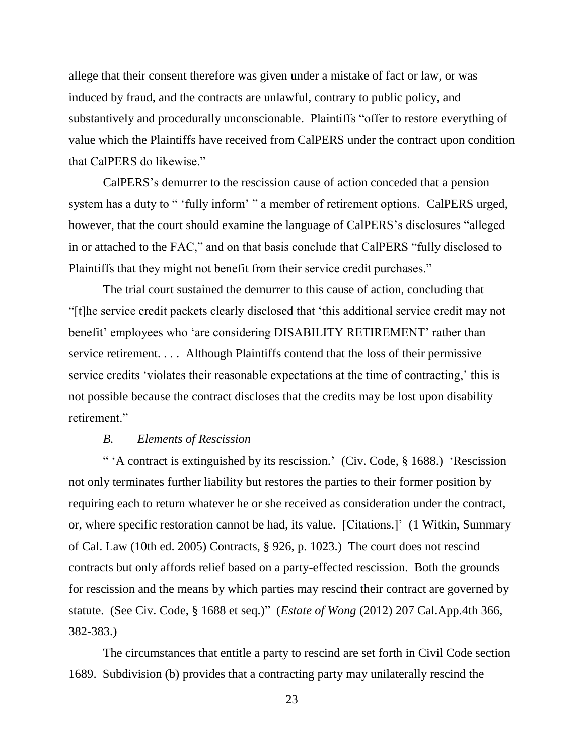allege that their consent therefore was given under a mistake of fact or law, or was induced by fraud, and the contracts are unlawful, contrary to public policy, and substantively and procedurally unconscionable. Plaintiffs "offer to restore everything of value which the Plaintiffs have received from CalPERS under the contract upon condition that CalPERS do likewise."

CalPERS's demurrer to the rescission cause of action conceded that a pension system has a duty to " 'fully inform' " a member of retirement options. CalPERS urged, however, that the court should examine the language of CalPERS's disclosures "alleged in or attached to the FAC," and on that basis conclude that CalPERS "fully disclosed to Plaintiffs that they might not benefit from their service credit purchases."

The trial court sustained the demurrer to this cause of action, concluding that "[t]he service credit packets clearly disclosed that 'this additional service credit may not benefit' employees who 'are considering DISABILITY RETIREMENT' rather than service retirement. . . . Although Plaintiffs contend that the loss of their permissive service credits 'violates their reasonable expectations at the time of contracting,' this is not possible because the contract discloses that the credits may be lost upon disability retirement."

*B. Elements of Rescission*

" 'A contract is extinguished by its rescission.' (Civ. Code, § 1688.) 'Rescission not only terminates further liability but restores the parties to their former position by requiring each to return whatever he or she received as consideration under the contract, or, where specific restoration cannot be had, its value. [Citations.]' (1 Witkin, Summary of Cal. Law (10th ed. 2005) Contracts, § 926, p. 1023.) The court does not rescind contracts but only affords relief based on a party-effected rescission. Both the grounds for rescission and the means by which parties may rescind their contract are governed by statute. (See Civ. Code, § 1688 et seq.)" (*Estate of Wong* (2012) 207 Cal.App.4th 366, 382-383.)

The circumstances that entitle a party to rescind are set forth in Civil Code section 1689. Subdivision (b) provides that a contracting party may unilaterally rescind the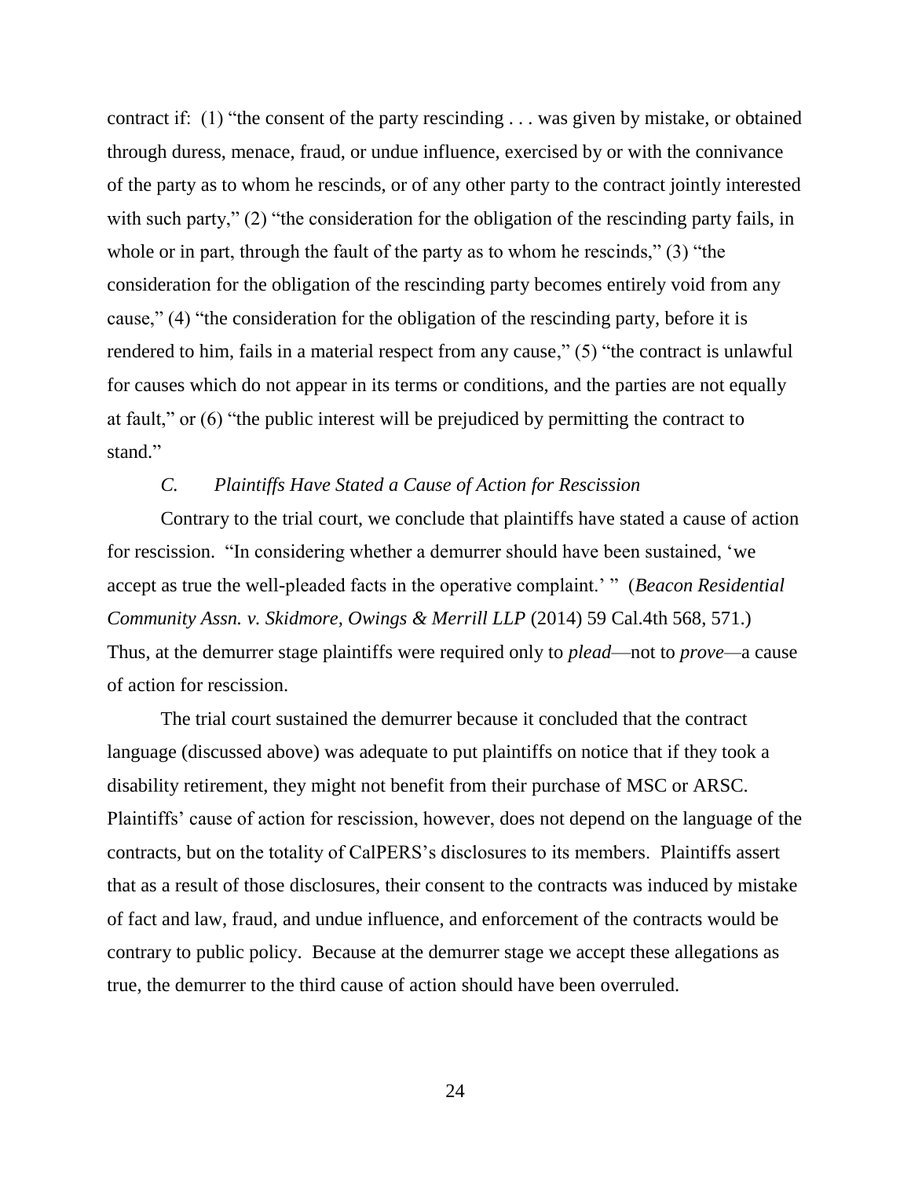contract if: (1) "the consent of the party rescinding . . . was given by mistake, or obtained through duress, menace, fraud, or undue influence, exercised by or with the connivance of the party as to whom he rescinds, or of any other party to the contract jointly interested with such party," (2) "the consideration for the obligation of the rescinding party fails, in whole or in part, through the fault of the party as to whom he rescinds," (3) "the consideration for the obligation of the rescinding party becomes entirely void from any cause," (4) "the consideration for the obligation of the rescinding party, before it is rendered to him, fails in a material respect from any cause," (5) "the contract is unlawful for causes which do not appear in its terms or conditions, and the parties are not equally at fault," or (6) "the public interest will be prejudiced by permitting the contract to stand."

### *C. Plaintiffs Have Stated a Cause of Action for Rescission*

Contrary to the trial court, we conclude that plaintiffs have stated a cause of action for rescission. "In considering whether a demurrer should have been sustained, 'we accept as true the well-pleaded facts in the operative complaint.' " (*Beacon Residential Community Assn. v. Skidmore, Owings & Merrill LLP* (2014) 59 Cal.4th 568, 571.) Thus, at the demurrer stage plaintiffs were required only to *plead*—not to *prove*—a cause of action for rescission.

The trial court sustained the demurrer because it concluded that the contract language (discussed above) was adequate to put plaintiffs on notice that if they took a disability retirement, they might not benefit from their purchase of MSC or ARSC. Plaintiffs' cause of action for rescission, however, does not depend on the language of the contracts, but on the totality of CalPERS's disclosures to its members. Plaintiffs assert that as a result of those disclosures, their consent to the contracts was induced by mistake of fact and law, fraud, and undue influence, and enforcement of the contracts would be contrary to public policy. Because at the demurrer stage we accept these allegations as true, the demurrer to the third cause of action should have been overruled.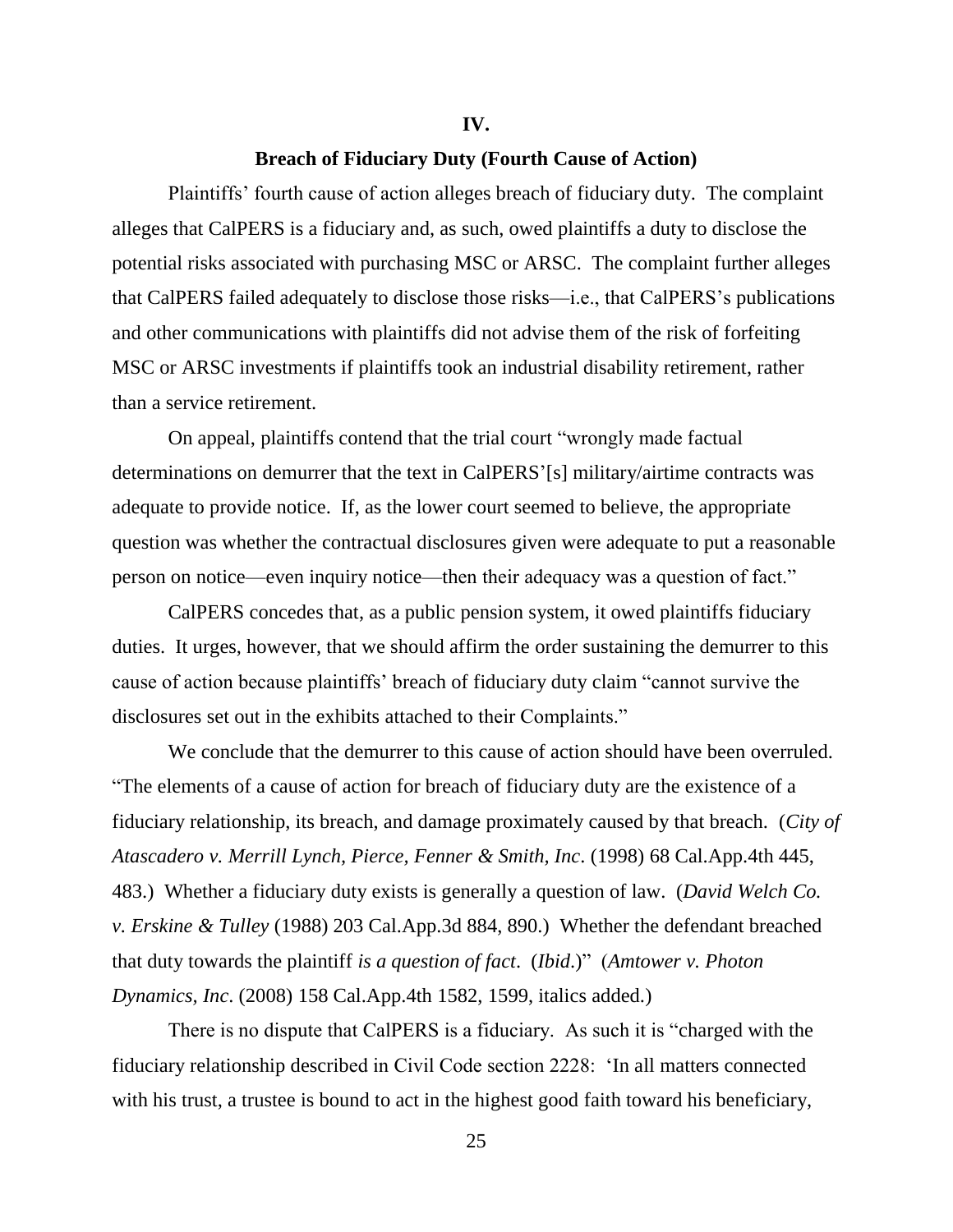## IV.

## Breach of Fiduciary Duty (Fourth Cause of Action)

Plaintiffs' fourth cause of action alleges breach of fiduciary duty. The complaint alleges that CalPERS is a fiduciary and, as such, owed plaintiffs a duty to disclose the potential risks associated with purchasing MSC or ARSC. The complaint further alleges that CalPERS failed adequately to disclose those risks—i.e., that CalPERS's publications and other communications with plaintiffs did not advise them of the risk of forfeiting MSC or ARSC investments if plaintiffs took an industrial disability retirement, rather than a service retirement.

On appeal, plaintiffs contend that the trial court "wrongly made factual determinations on demurrer that the text in CalPERS'[s] military/airtime contracts was adequate to provide notice. If, as the lower court seemed to believe, the appropriate question was whether the contractual disclosures given were adequate to put a reasonable person on notice—even inquiry notice—then their adequacy was a question of fact."

CalPERS concedes that, as a public pension system, it owed plaintiffs fiduciary duties. It urges, however, that we should affirm the order sustaining the demurrer to this cause of action because plaintiffs' breach of fiduciary duty claim "cannot survive the disclosures set out in the exhibits attached to their Complaints."

We conclude that the demurrer to this cause of action should have been overruled. "The elements of a cause of action for breach of fiduciary duty are the existence of a fiduciary relationship, its breach, and damage proximately caused by that breach. (*City of Atascadero v. Merrill Lynch, Pierce, Fenner & Smith, Inc.* (1998) 68 Cal.App.4th 445, 483.) Whether a fiduciary duty exists is generally a question of law. (*David Welch Co. v. Erskine & Tulley* (1988) 203 Cal.App.3d 884, 890.) Whether the defendant breached that duty towards the plaintiff *is a question of fact*. (*Ibid.*)" (*Amtower v. Photon Dynamics, Inc.* (2008) 158 Cal.App.4th 1582, 1599, italics added.)

There is no dispute that CalPERS is a fiduciary. As such it is "charged with the fiduciary relationship described in Civil Code section 2228: 'In all matters connected with his trust, a trustee is bound to act in the highest good faith toward his beneficiary,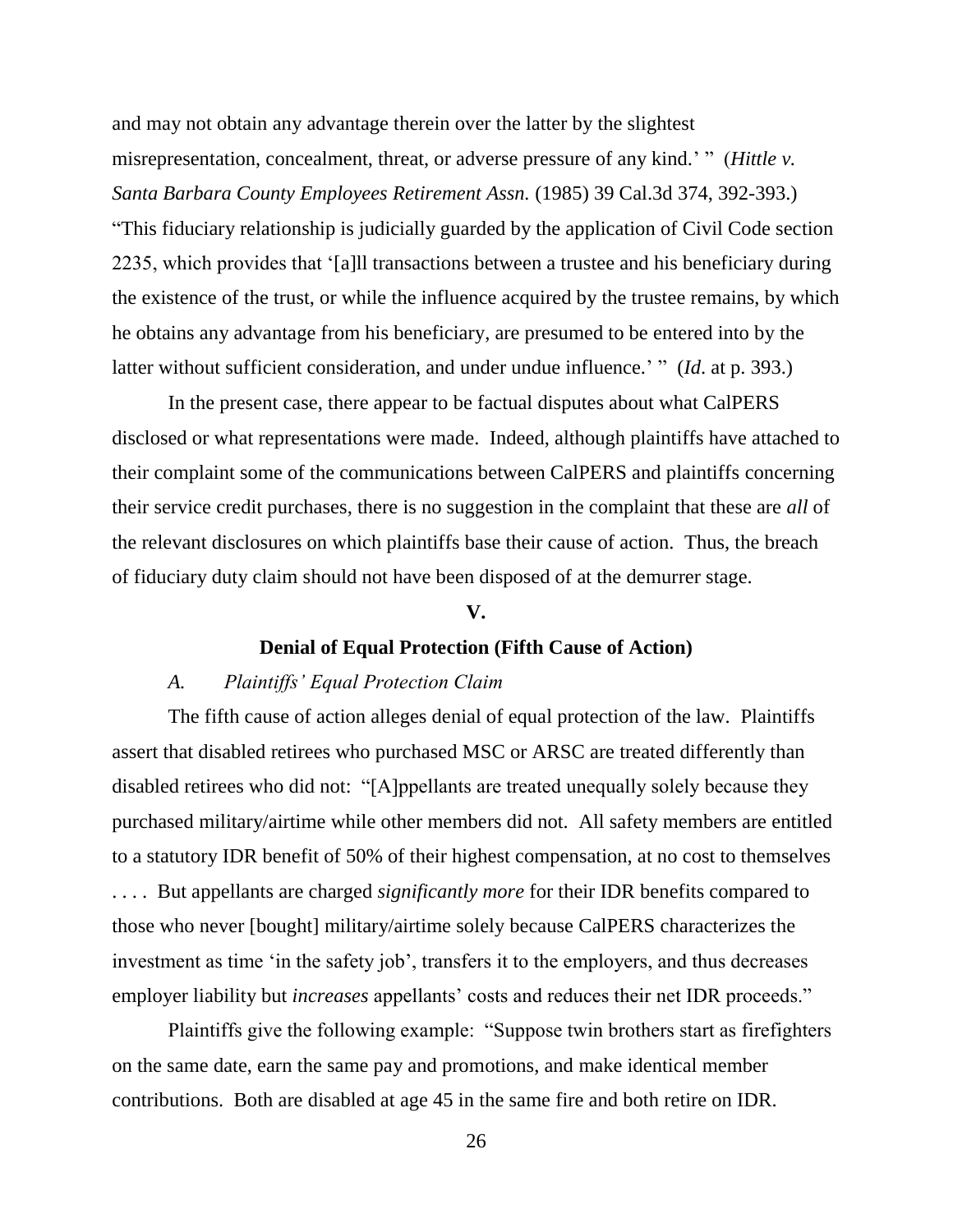and may not obtain any advantage therein over the latter by the slightest misrepresentation, concealment, threat, or adverse pressure of any kind.' " (*Hittle v. Santa Barbara County Employees Retirement Assn.* (1985) 39 Cal.3d 374, 392-393.) "This fiduciary relationship is judicially guarded by the application of Civil Code section 2235, which provides that '[a]ll transactions between a trustee and his beneficiary during the existence of the trust, or while the influence acquired by the trustee remains, by which he obtains any advantage from his beneficiary, are presumed to be entered into by the latter without sufficient consideration, and under undue influence.' " (*Id*. at p. 393.)

In the present case, there appear to be factual disputes about what CalPERS disclosed or what representations were made. Indeed, although plaintiffs have attached to their complaint some of the communications between CalPERS and plaintiffs concerning their service credit purchases, there is no suggestion in the complaint that these are *all* of the relevant disclosures on which plaintiffs base their cause of action. Thus, the breach of fiduciary duty claim should not have been disposed of at the demurrer stage.

## V.

## Denial of Equal Protection (Fifth Cause of Action)

### *A. Plaintiffs' Equal Protection Claim*

The fifth cause of action alleges denial of equal protection of the law. Plaintiffs assert that disabled retirees who purchased MSC or ARSC are treated differently than disabled retirees who did not: "[A]ppellants are treated unequally solely because they purchased military/airtime while other members did not. All safety members are entitled to a statutory IDR benefit of 50% of their highest compensation, at no cost to themselves . . . . But appellants are charged *significantly more* for their IDR benefits compared to those who never [bought] military/airtime solely because CalPERS characterizes the investment as time 'in the safety job', transfers it to the employers, and thus decreases employer liability but *increases* appellants' costs and reduces their net IDR proceeds."

Plaintiffs give the following example: "Suppose twin brothers start as firefighters on the same date, earn the same pay and promotions, and make identical member contributions. Both are disabled at age 45 in the same fire and both retire on IDR.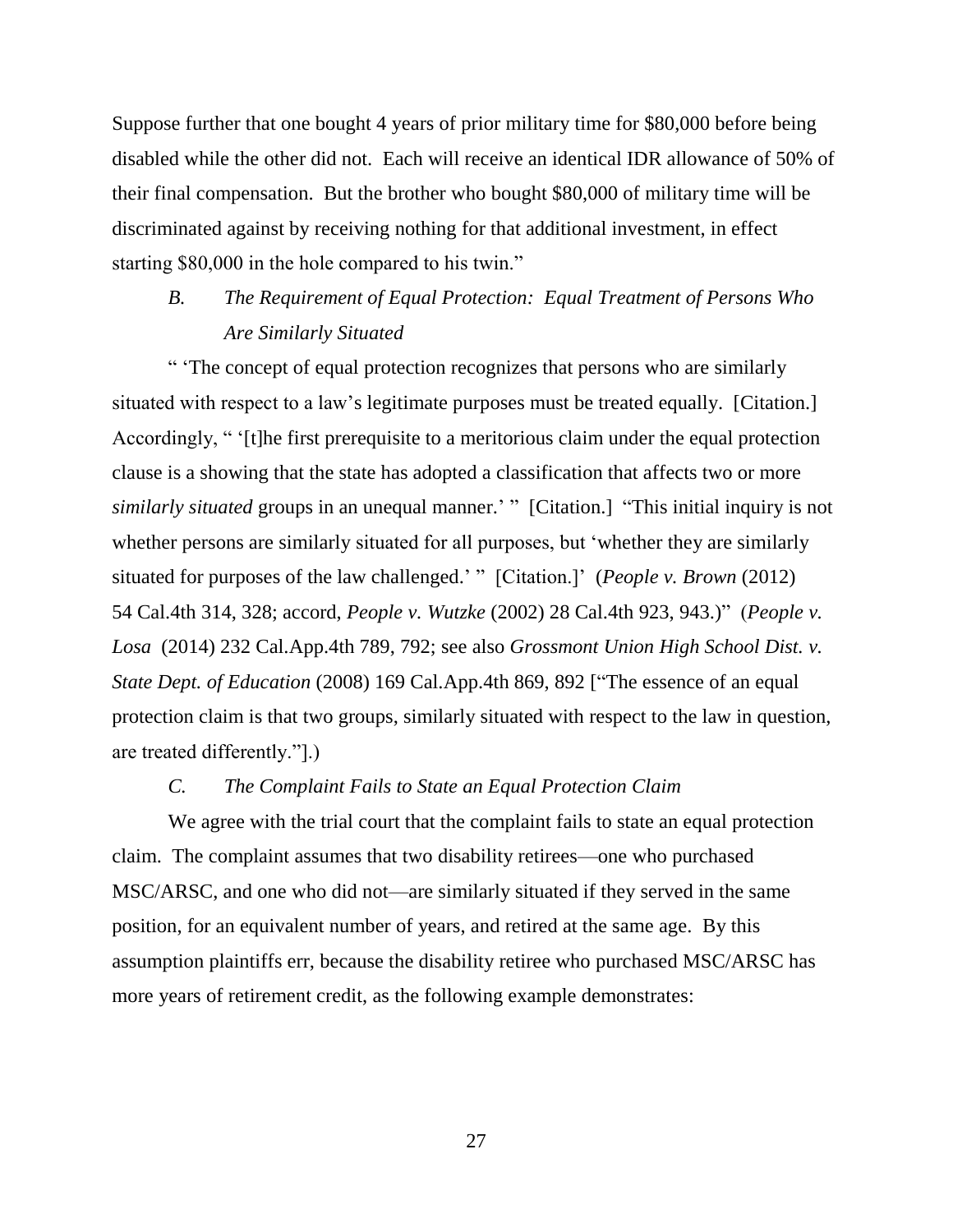Suppose further that one bought 4 years of prior military time for $80,000 before being disabled while the other did not. Each will receive an identical IDR allowance of 50% of their final compensation. But the brother who bought $80,000 of military time will be discriminated against by receiving nothing for that additional investment, in effect starting $80,000 in the hole compared to his twin."

### *B. The Requirement of Equal Protection: Equal Treatment of Persons Who Are Similarly Situated*

" 'The concept of equal protection recognizes that persons who are similarly situated with respect to a law's legitimate purposes must be treated equally. [Citation.] Accordingly, " '[t]he first prerequisite to a meritorious claim under the equal protection clause is a showing that the state has adopted a classification that affects two or more *similarly situated* groups in an unequal manner.' " [Citation.] "This initial inquiry is not whether persons are similarly situated for all purposes, but 'whether they are similarly situated for purposes of the law challenged.' " [Citation.]' (*People v. Brown* (2012) 54 Cal.4th 314, 328; accord, *People v. Wutzke* (2002) 28 Cal.4th 923, 943.)" (*People v. Losa* (2014) 232 Cal.App.4th 789, 792; see also *Grossmont Union High School Dist. v. State Dept. of Education* (2008) 169 Cal.App.4th 869, 892 ["The essence of an equal protection claim is that two groups, similarly situated with respect to the law in question, are treated differently."].)

### *C. The Complaint Fails to State an Equal Protection Claim*

We agree with the trial court that the complaint fails to state an equal protection claim. The complaint assumes that two disability retirees—one who purchased MSC/ARSC, and one who did not—are similarly situated if they served in the same position, for an equivalent number of years, and retired at the same age. By this assumption plaintiffs err, because the disability retiree who purchased MSC/ARSC has more years of retirement credit, as the following example demonstrates: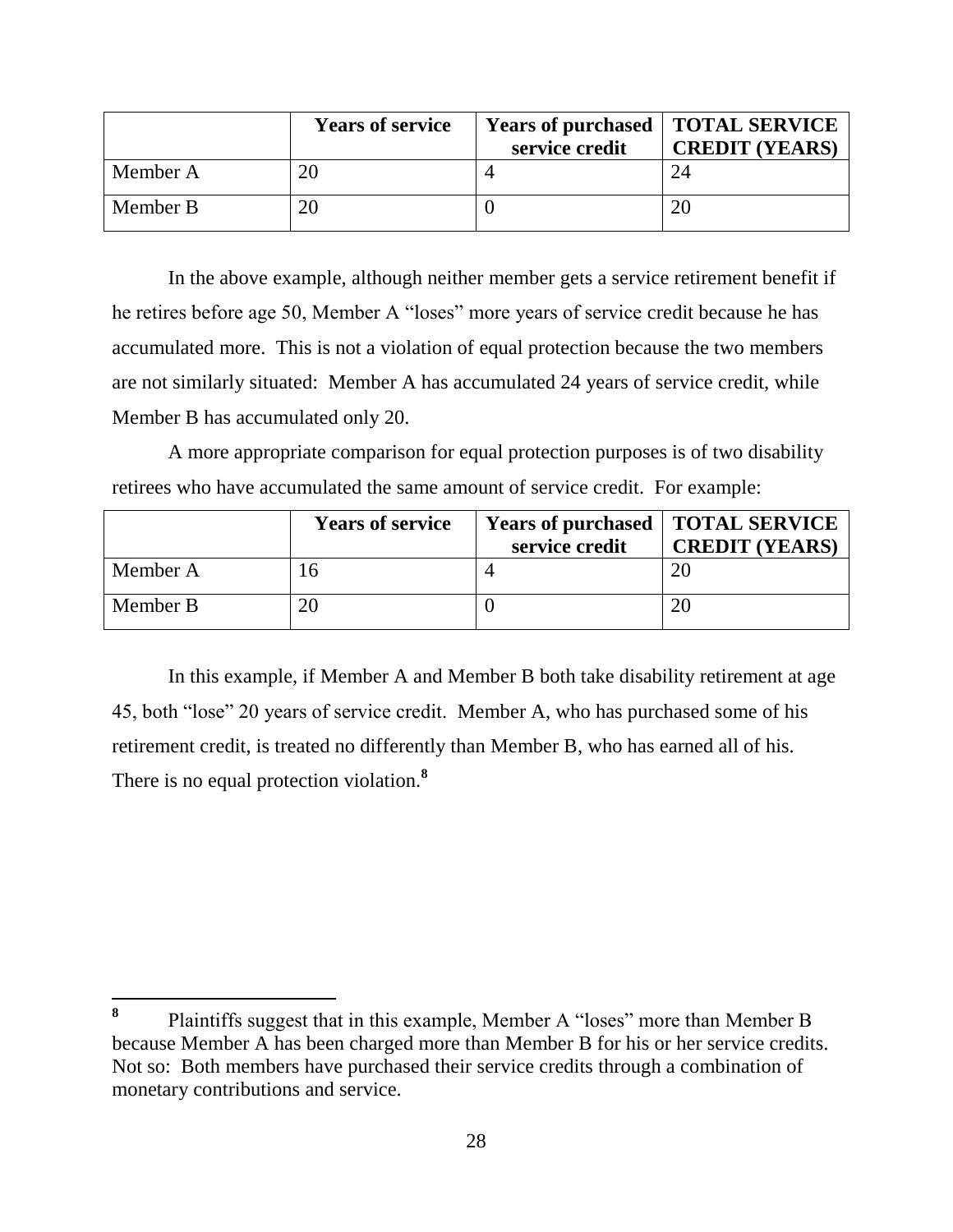| | Years of service | Years of purchased service credit | TOTAL SERVICE CREDIT (YEARS) |
|---|---|---|---|
| Member A | 20 | 4 | 24 |
| Member B | 20 | 0 | 20 |

In the above example, although neither member gets a service retirement benefit if he retires before age 50, Member A "loses" more years of service credit because he has accumulated more. This is not a violation of equal protection because the two members are not similarly situated: Member A has accumulated 24 years of service credit, while Member B has accumulated only 20.

A more appropriate comparison for equal protection purposes is of two disability retirees who have accumulated the same amount of service credit. For example:

| | Years of service | Years of purchased service credit | TOTAL SERVICE CREDIT (YEARS) |
|---|---|---|---|
| Member A | 16 | 4 | 20 |
| Member B | 20 | 0 | 20 |

In this example, if Member A and Member B both take disability retirement at age 45, both "lose" 20 years of service credit. Member A, who has purchased some of his retirement credit, is treated no differently than Member B, who has earned all of his. There is no equal protection violation.[8]

[8] Plaintiffs suggest that in this example, Member A "loses" more than Member B because Member A has been charged more than Member B for his or her service credits. Not so: Both members have purchased their service credits through a combination of monetary contributions and service.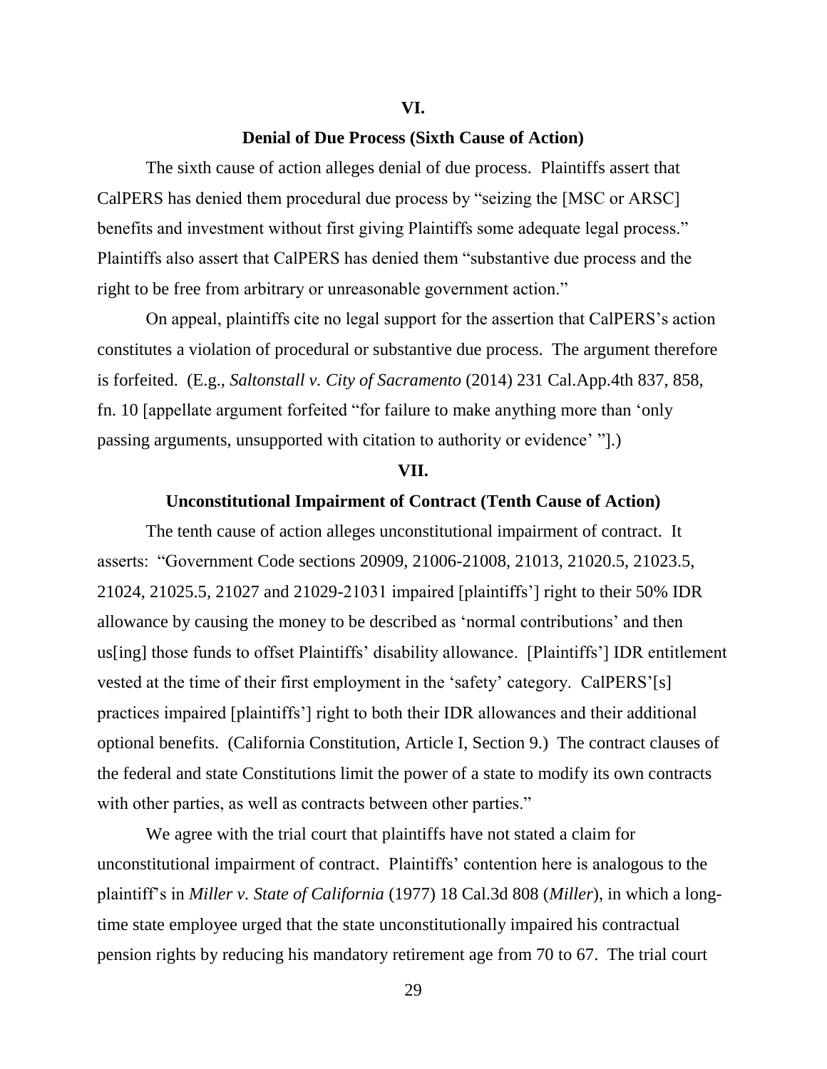## VI.

### Denial of Due Process (Sixth Cause of Action)

The sixth cause of action alleges denial of due process. Plaintiffs assert that CalPERS has denied them procedural due process by "seizing the [MSC or ARSC] benefits and investment without first giving Plaintiffs some adequate legal process." Plaintiffs also assert that CalPERS has denied them "substantive due process and the right to be free from arbitrary or unreasonable government action."

On appeal, plaintiffs cite no legal support for the assertion that CalPERS's action constitutes a violation of procedural or substantive due process. The argument therefore is forfeited. (E.g., *Saltonstall v. City of Sacramento* (2014) 231 Cal.App.4th 837, 858, fn. 10 [appellate argument forfeited "for failure to make anything more than 'only passing arguments, unsupported with citation to authority or evidence' "].)

## VII.

### Unconstitutional Impairment of Contract (Tenth Cause of Action)

The tenth cause of action alleges unconstitutional impairment of contract. It asserts: "Government Code sections 20909, 21006-21008, 21013, 21020.5, 21023.5, 21024, 21025.5, 21027 and 21029-21031 impaired [plaintiffs'] right to their 50% IDR allowance by causing the money to be described as 'normal contributions' and then us[ing] those funds to offset Plaintiffs' disability allowance. [Plaintiffs'] IDR entitlement vested at the time of their first employment in the 'safety' category. CalPERS'[s] practices impaired [plaintiffs'] right to both their IDR allowances and their additional optional benefits. (California Constitution, Article I, Section 9.) The contract clauses of the federal and state Constitutions limit the power of a state to modify its own contracts with other parties, as well as contracts between other parties."

We agree with the trial court that plaintiffs have not stated a claim for unconstitutional impairment of contract. Plaintiffs' contention here is analogous to the plaintiff's in *Miller v. State of California* (1977) 18 Cal.3d 808 (*Miller*), in which a long-time state employee urged that the state unconstitutionally impaired his contractual pension rights by reducing his mandatory retirement age from 70 to 67. The trial court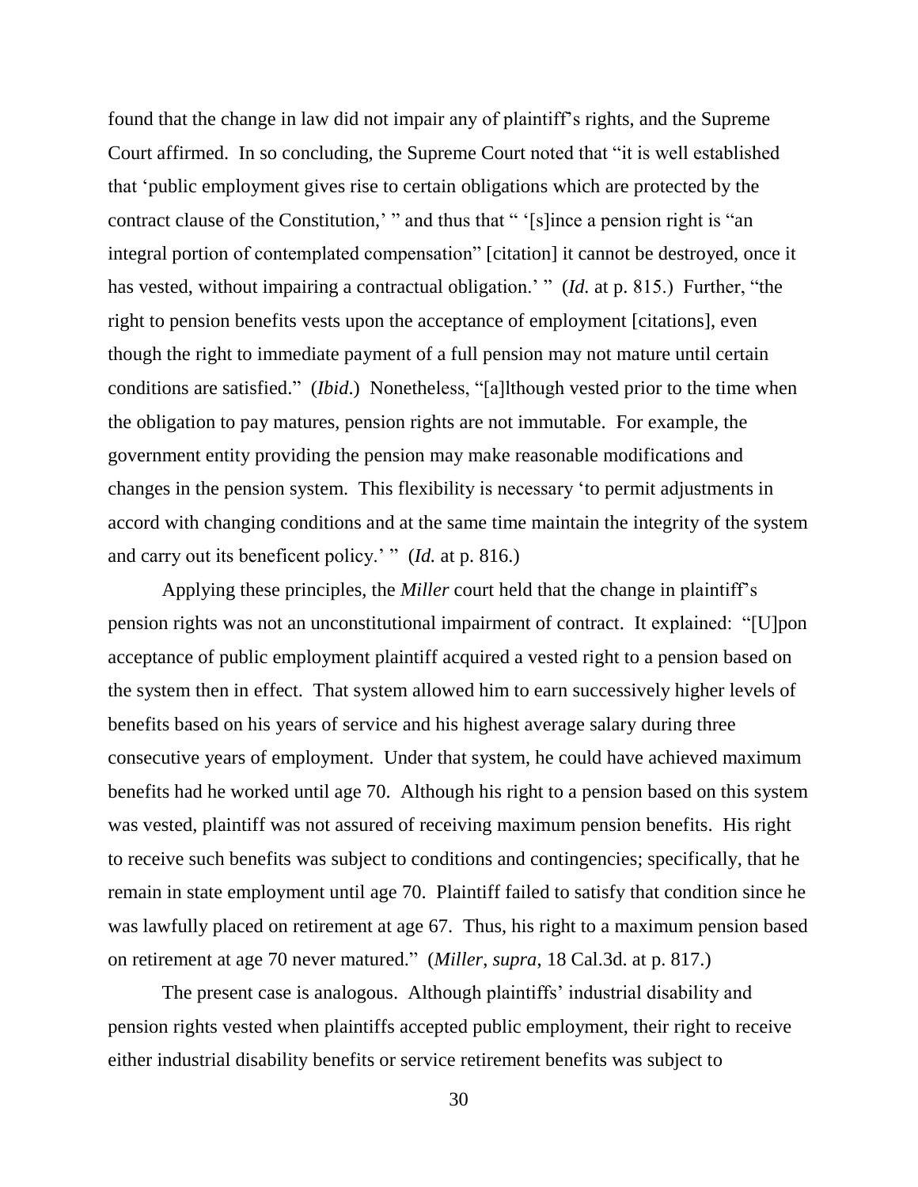found that the change in law did not impair any of plaintiff's rights, and the Supreme Court affirmed. In so concluding, the Supreme Court noted that "it is well established that 'public employment gives rise to certain obligations which are protected by the contract clause of the Constitution,' " and thus that " '[s]ince a pension right is "an integral portion of contemplated compensation" [citation] it cannot be destroyed, once it has vested, without impairing a contractual obligation.' " (*Id.* at p. 815.) Further, "the right to pension benefits vests upon the acceptance of employment [citations], even though the right to immediate payment of a full pension may not mature until certain conditions are satisfied." (*Ibid*.) Nonetheless, "[a]lthough vested prior to the time when the obligation to pay matures, pension rights are not immutable. For example, the government entity providing the pension may make reasonable modifications and changes in the pension system. This flexibility is necessary 'to permit adjustments in accord with changing conditions and at the same time maintain the integrity of the system and carry out its beneficent policy.' " (*Id.* at p. 816.)

Applying these principles, the *Miller* court held that the change in plaintiff's pension rights was not an unconstitutional impairment of contract. It explained: "[U]pon acceptance of public employment plaintiff acquired a vested right to a pension based on the system then in effect. That system allowed him to earn successively higher levels of benefits based on his years of service and his highest average salary during three consecutive years of employment. Under that system, he could have achieved maximum benefits had he worked until age 70. Although his right to a pension based on this system was vested, plaintiff was not assured of receiving maximum pension benefits. His right to receive such benefits was subject to conditions and contingencies; specifically, that he remain in state employment until age 70. Plaintiff failed to satisfy that condition since he was lawfully placed on retirement at age 67. Thus, his right to a maximum pension based on retirement at age 70 never matured." (*Miller*, *supra*, 18 Cal.3d. at p. 817.)

The present case is analogous. Although plaintiffs' industrial disability and pension rights vested when plaintiffs accepted public employment, their right to receive either industrial disability benefits or service retirement benefits was subject to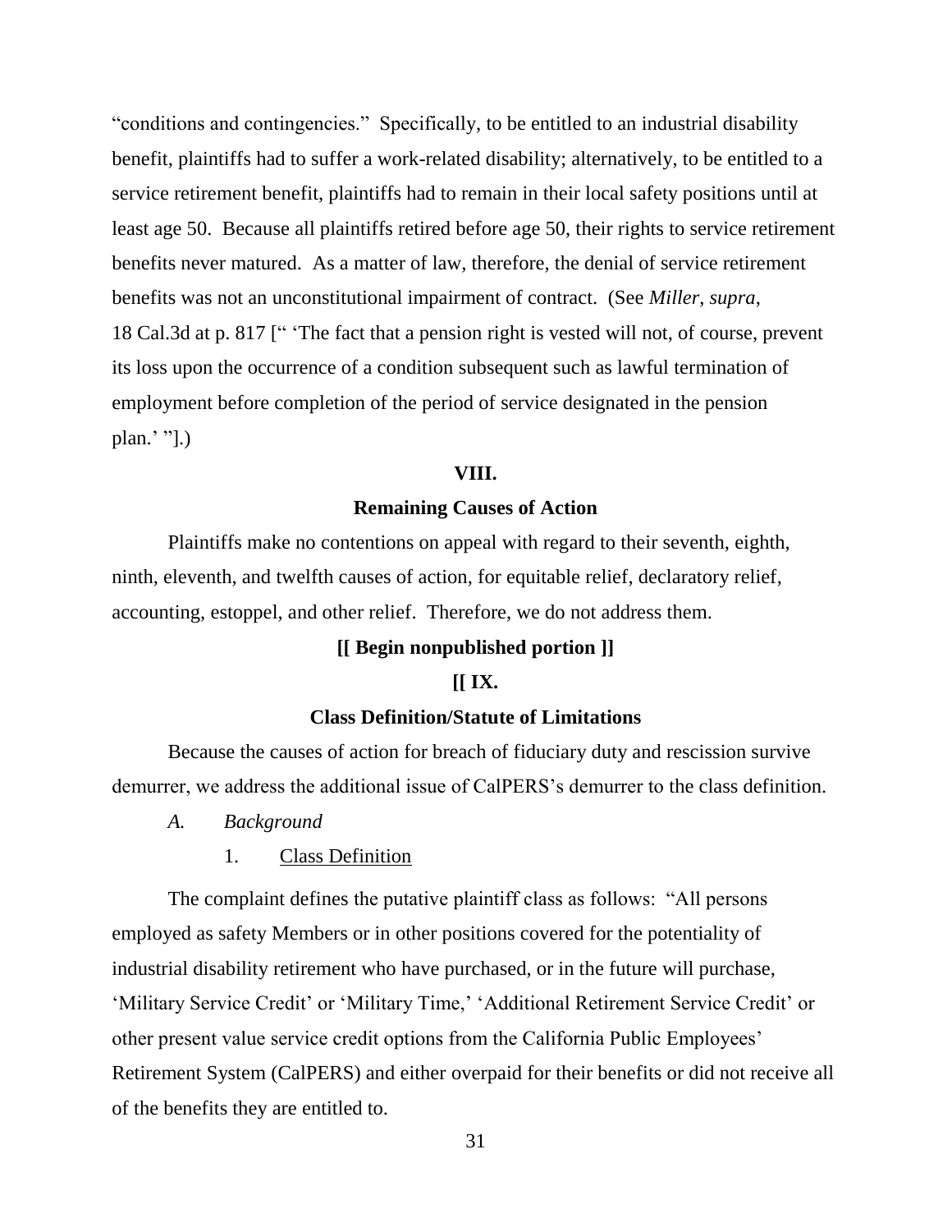"conditions and contingencies." Specifically, to be entitled to an industrial disability benefit, plaintiffs had to suffer a work-related disability; alternatively, to be entitled to a service retirement benefit, plaintiffs had to remain in their local safety positions until at least age 50. Because all plaintiffs retired before age 50, their rights to service retirement benefits never matured. As a matter of law, therefore, the denial of service retirement benefits was not an unconstitutional impairment of contract. (See *Miller*, *supra*, 18 Cal.3d at p. 817 [" 'The fact that a pension right is vested will not, of course, prevent its loss upon the occurrence of a condition subsequent such as lawful termination of employment before completion of the period of service designated in the pension plan.' "].)

**VIII.**

**Remaining Causes of Action**

Plaintiffs make no contentions on appeal with regard to their seventh, eighth, ninth, eleventh, and twelfth causes of action, for equitable relief, declaratory relief, accounting, estoppel, and other relief. Therefore, we do not address them.

**[[ Begin nonpublished portion ]]**

**[[ IX.**

**Class Definition/Statute of Limitations**

Because the causes of action for breach of fiduciary duty and rescission survive demurrer, we address the additional issue of CalPERS's demurrer to the class definition.

*A. Background*

1. Class Definition

The complaint defines the putative plaintiff class as follows: "All persons employed as safety Members or in other positions covered for the potentiality of industrial disability retirement who have purchased, or in the future will purchase, 'Military Service Credit' or 'Military Time,' 'Additional Retirement Service Credit' or other present value service credit options from the California Public Employees' Retirement System (CalPERS) and either overpaid for their benefits or did not receive all of the benefits they are entitled to.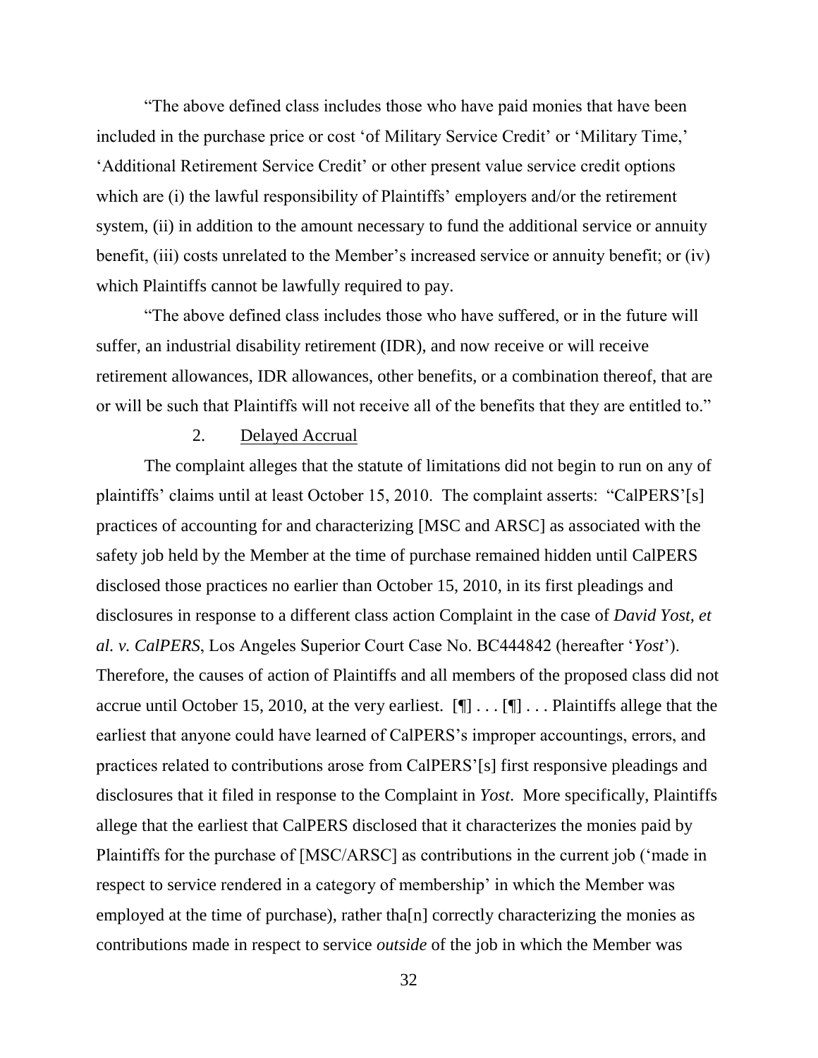"The above defined class includes those who have paid monies that have been included in the purchase price or cost 'of Military Service Credit' or 'Military Time,' 'Additional Retirement Service Credit' or other present value service credit options which are (i) the lawful responsibility of Plaintiffs' employers and/or the retirement system, (ii) in addition to the amount necessary to fund the additional service or annuity benefit, (iii) costs unrelated to the Member's increased service or annuity benefit; or (iv) which Plaintiffs cannot be lawfully required to pay.

"The above defined class includes those who have suffered, or in the future will suffer, an industrial disability retirement (IDR), and now receive or will receive retirement allowances, IDR allowances, other benefits, or a combination thereof, that are or will be such that Plaintiffs will not receive all of the benefits that they are entitled to."

2. Delayed Accrual

The complaint alleges that the statute of limitations did not begin to run on any of plaintiffs' claims until at least October 15, 2010. The complaint asserts: "CalPERS'[s] practices of accounting for and characterizing [MSC and ARSC] as associated with the safety job held by the Member at the time of purchase remained hidden until CalPERS disclosed those practices no earlier than October 15, 2010, in its first pleadings and disclosures in response to a different class action Complaint in the case of *David Yost, et al. v. CalPERS*, Los Angeles Superior Court Case No. BC444842 (hereafter '*Yost*'). Therefore, the causes of action of Plaintiffs and all members of the proposed class did not accrue until October 15, 2010, at the very earliest. [¶] . . . [¶] . . . Plaintiffs allege that the earliest that anyone could have learned of CalPERS's improper accountings, errors, and practices related to contributions arose from CalPERS'[s] first responsive pleadings and disclosures that it filed in response to the Complaint in *Yost*. More specifically, Plaintiffs allege that the earliest that CalPERS disclosed that it characterizes the monies paid by Plaintiffs for the purchase of [MSC/ARSC] as contributions in the current job ('made in respect to service rendered in a category of membership' in which the Member was employed at the time of purchase), rather tha[n] correctly characterizing the monies as contributions made in respect to service *outside* of the job in which the Member was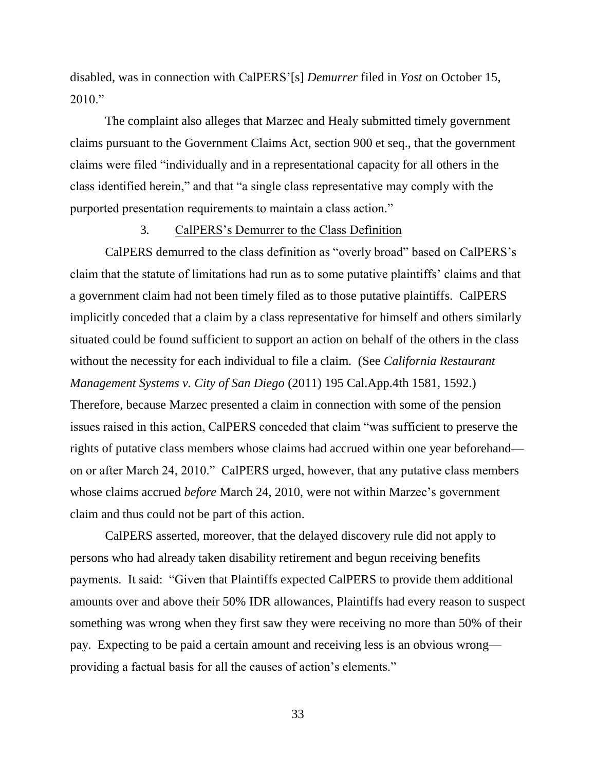disabled, was in connection with CalPERS'[s] *Demurrer* filed in *Yost* on October 15, 2010."

The complaint also alleges that Marzec and Healy submitted timely government claims pursuant to the Government Claims Act, section 900 et seq., that the government claims were filed "individually and in a representational capacity for all others in the class identified herein," and that "a single class representative may comply with the purported presentation requirements to maintain a class action."

### 3. CalPERS's Demurrer to the Class Definition

CalPERS demurred to the class definition as "overly broad" based on CalPERS's claim that the statute of limitations had run as to some putative plaintiffs' claims and that a government claim had not been timely filed as to those putative plaintiffs. CalPERS implicitly conceded that a claim by a class representative for himself and others similarly situated could be found sufficient to support an action on behalf of the others in the class without the necessity for each individual to file a claim. (See *California Restaurant Management Systems v. City of San Diego* (2011) 195 Cal.App.4th 1581, 1592.) Therefore, because Marzec presented a claim in connection with some of the pension issues raised in this action, CalPERS conceded that claim "was sufficient to preserve the rights of putative class members whose claims had accrued within one year beforehand—on or after March 24, 2010." CalPERS urged, however, that any putative class members whose claims accrued *before* March 24, 2010, were not within Marzec's government claim and thus could not be part of this action.

CalPERS asserted, moreover, that the delayed discovery rule did not apply to persons who had already taken disability retirement and begun receiving benefits payments. It said: "Given that Plaintiffs expected CalPERS to provide them additional amounts over and above their 50% IDR allowances, Plaintiffs had every reason to suspect something was wrong when they first saw they were receiving no more than 50% of their pay. Expecting to be paid a certain amount and receiving less is an obvious wrong—providing a factual basis for all the causes of action's elements."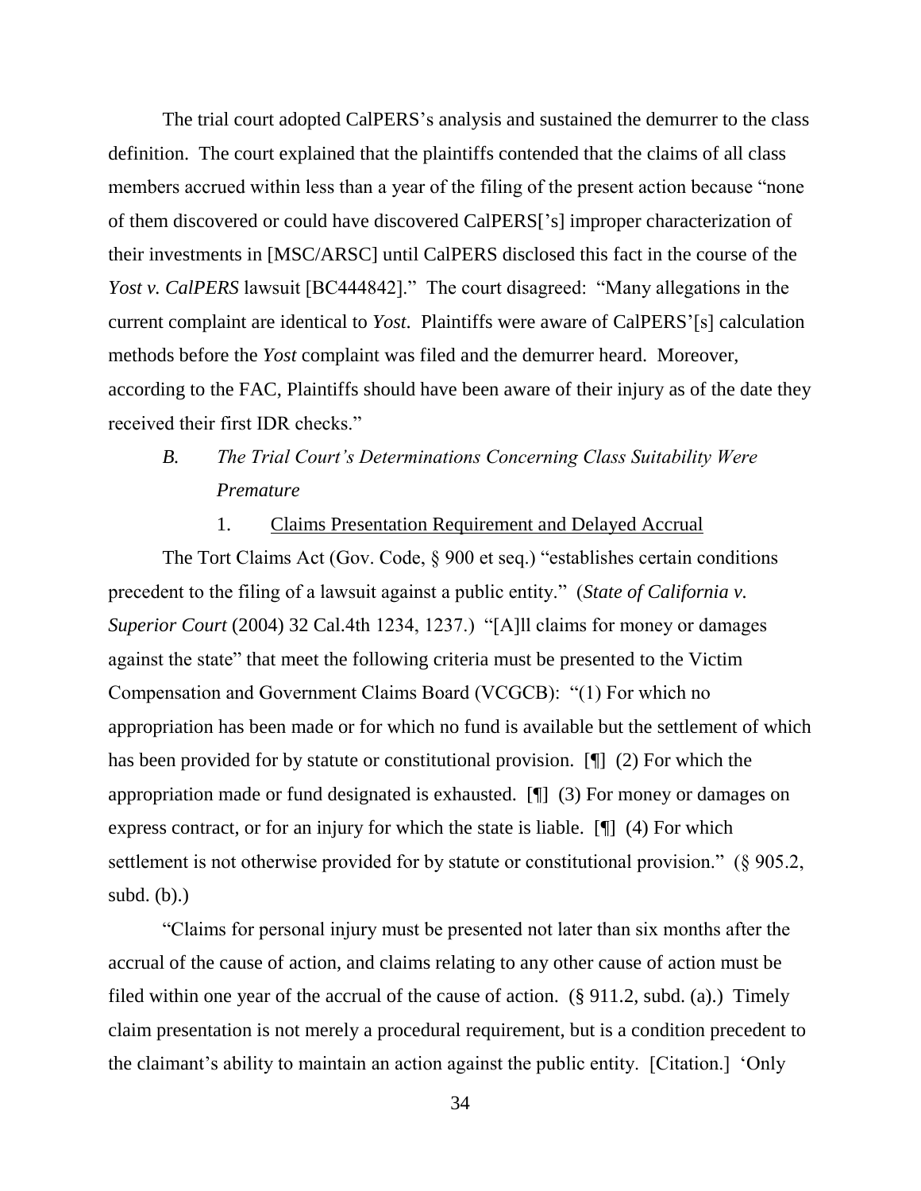The trial court adopted CalPERS's analysis and sustained the demurrer to the class definition. The court explained that the plaintiffs contended that the claims of all class members accrued within less than a year of the filing of the present action because "none of them discovered or could have discovered CalPERS['s] improper characterization of their investments in [MSC/ARSC] until CalPERS disclosed this fact in the course of the *Yost v. CalPERS* lawsuit [BC444842]." The court disagreed: "Many allegations in the current complaint are identical to *Yost*. Plaintiffs were aware of CalPERS'[s] calculation methods before the *Yost* complaint was filed and the demurrer heard. Moreover, according to the FAC, Plaintiffs should have been aware of their injury as of the date they received their first IDR checks."

### *B. The Trial Court's Determinations Concerning Class Suitability Were Premature*

#### 1. Claims Presentation Requirement and Delayed Accrual

The Tort Claims Act (Gov. Code, § 900 et seq.) "establishes certain conditions precedent to the filing of a lawsuit against a public entity." (*State of California v. Superior Court* (2004) 32 Cal.4th 1234, 1237.) "[A]ll claims for money or damages against the state" that meet the following criteria must be presented to the Victim Compensation and Government Claims Board (VCGCB): "(1) For which no appropriation has been made or for which no fund is available but the settlement of which has been provided for by statute or constitutional provision. [¶] (2) For which the appropriation made or fund designated is exhausted. [¶] (3) For money or damages on express contract, or for an injury for which the state is liable. [¶] (4) For which settlement is not otherwise provided for by statute or constitutional provision." (§ 905.2, subd. (b).)

"Claims for personal injury must be presented not later than six months after the accrual of the cause of action, and claims relating to any other cause of action must be filed within one year of the accrual of the cause of action. (§ 911.2, subd. (a).) Timely claim presentation is not merely a procedural requirement, but is a condition precedent to the claimant's ability to maintain an action against the public entity. [Citation.] 'Only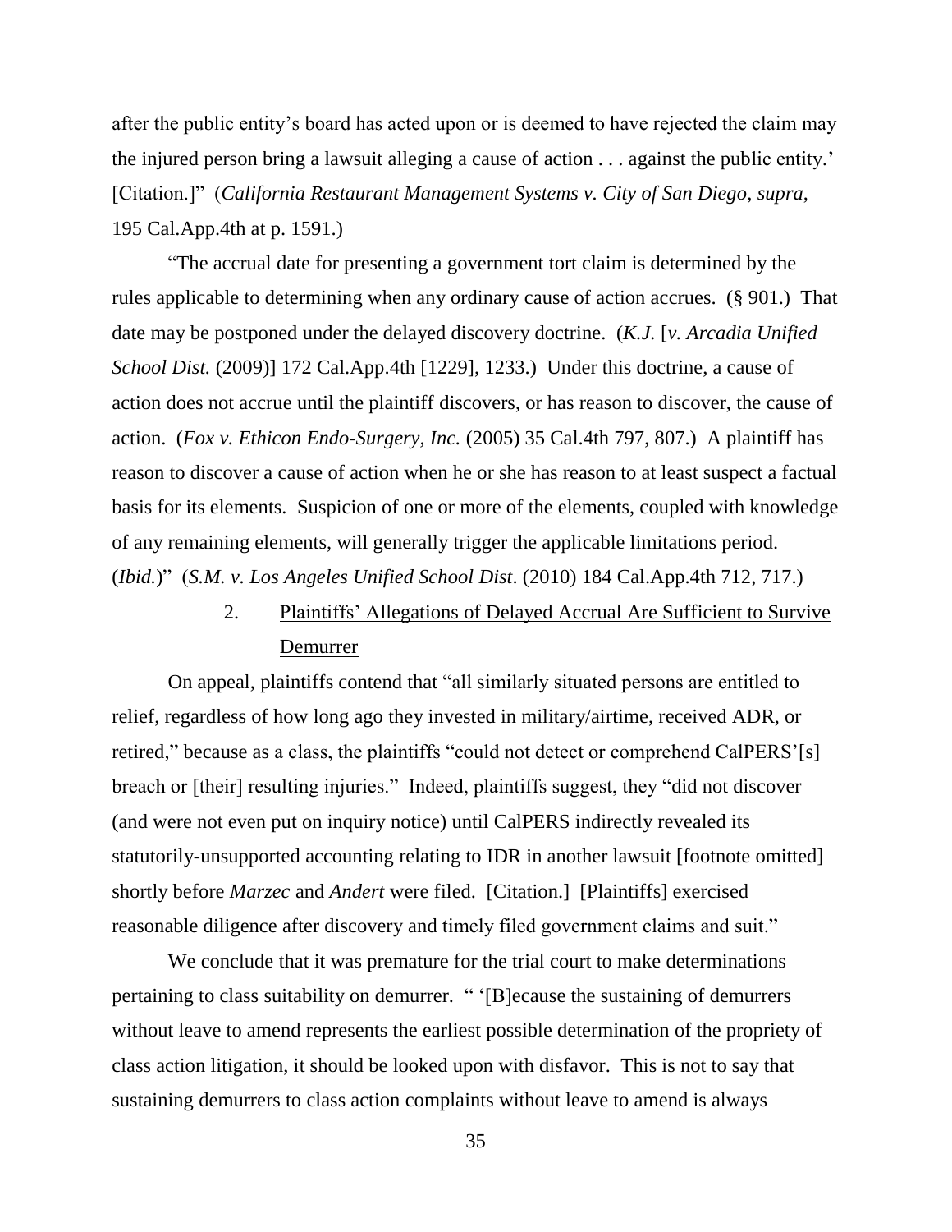after the public entity's board has acted upon or is deemed to have rejected the claim may the injured person bring a lawsuit alleging a cause of action . . . against the public entity.' [Citation.]" (*California Restaurant Management Systems v. City of San Diego*, *supra*, 195 Cal.App.4th at p. 1591.)

"The accrual date for presenting a government tort claim is determined by the rules applicable to determining when any ordinary cause of action accrues. (§ 901.) That date may be postponed under the delayed discovery doctrine. (*K.J.* [*v. Arcadia Unified School Dist.* (2009)] 172 Cal.App.4th [1229], 1233.) Under this doctrine, a cause of action does not accrue until the plaintiff discovers, or has reason to discover, the cause of action. (*Fox v. Ethicon Endo-Surgery, Inc.* (2005) 35 Cal.4th 797, 807.) A plaintiff has reason to discover a cause of action when he or she has reason to at least suspect a factual basis for its elements. Suspicion of one or more of the elements, coupled with knowledge of any remaining elements, will generally trigger the applicable limitations period. (*Ibid.*)" (*S.M. v. Los Angeles Unified School Dist*. (2010) 184 Cal.App.4th 712, 717.)

2. Plaintiffs' Allegations of Delayed Accrual Are Sufficient to Survive Demurrer

On appeal, plaintiffs contend that "all similarly situated persons are entitled to relief, regardless of how long ago they invested in military/airtime, received ADR, or retired," because as a class, the plaintiffs "could not detect or comprehend CalPERS'[s] breach or [their] resulting injuries." Indeed, plaintiffs suggest, they "did not discover (and were not even put on inquiry notice) until CalPERS indirectly revealed its statutorily-unsupported accounting relating to IDR in another lawsuit [footnote omitted] shortly before *Marzec* and *Andert* were filed. [Citation.] [Plaintiffs] exercised reasonable diligence after discovery and timely filed government claims and suit."

We conclude that it was premature for the trial court to make determinations pertaining to class suitability on demurrer. " '[B]ecause the sustaining of demurrers without leave to amend represents the earliest possible determination of the propriety of class action litigation, it should be looked upon with disfavor. This is not to say that sustaining demurrers to class action complaints without leave to amend is always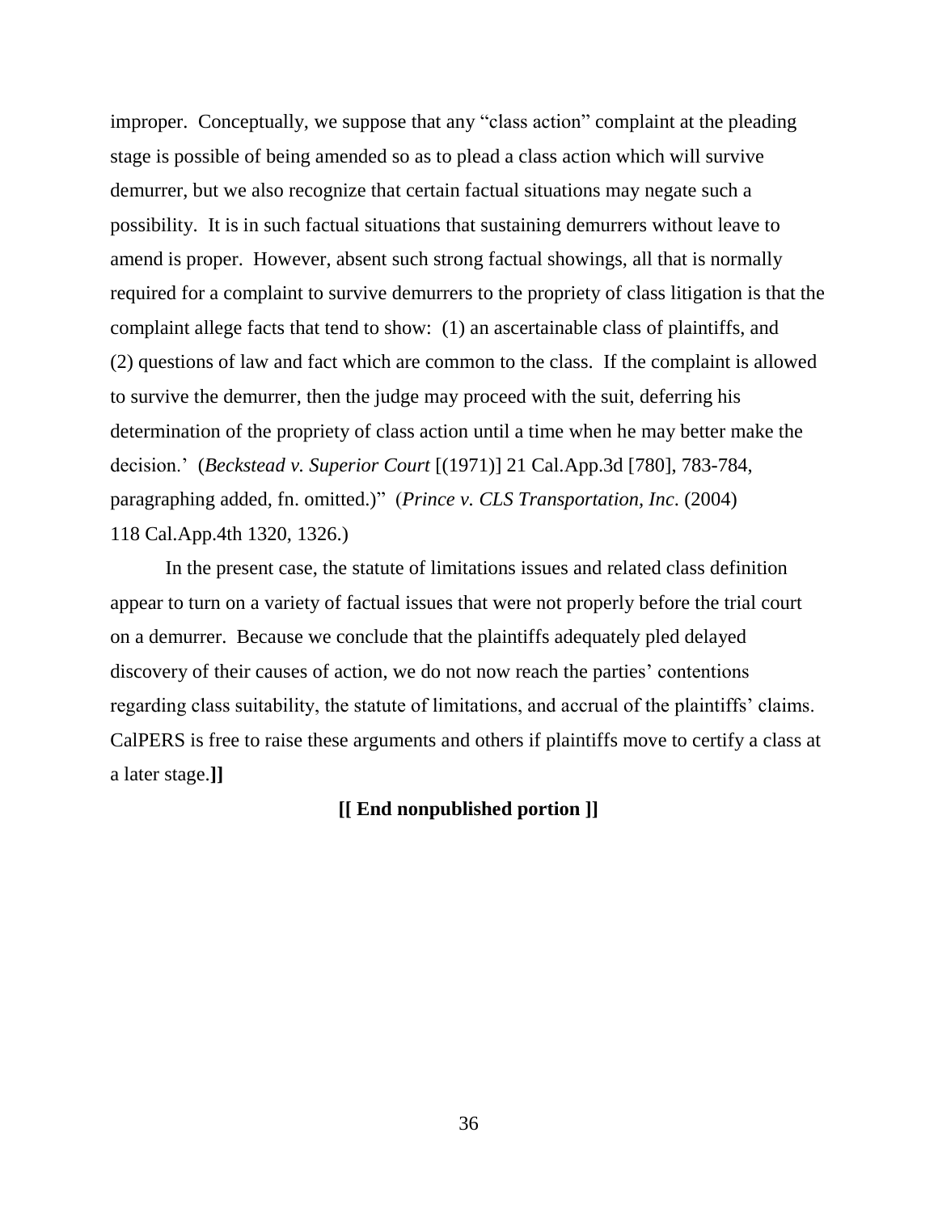improper. Conceptually, we suppose that any "class action" complaint at the pleading stage is possible of being amended so as to plead a class action which will survive demurrer, but we also recognize that certain factual situations may negate such a possibility. It is in such factual situations that sustaining demurrers without leave to amend is proper. However, absent such strong factual showings, all that is normally required for a complaint to survive demurrers to the propriety of class litigation is that the complaint allege facts that tend to show: (1) an ascertainable class of plaintiffs, and (2) questions of law and fact which are common to the class. If the complaint is allowed to survive the demurrer, then the judge may proceed with the suit, deferring his determination of the propriety of class action until a time when he may better make the decision.' (*Beckstead v. Superior Court* [(1971)] 21 Cal.App.3d [780], 783-784, paragraphing added, fn. omitted.)" (*Prince v. CLS Transportation, Inc*. (2004) 118 Cal.App.4th 1320, 1326.)

In the present case, the statute of limitations issues and related class definition appear to turn on a variety of factual issues that were not properly before the trial court on a demurrer. Because we conclude that the plaintiffs adequately pled delayed discovery of their causes of action, we do not now reach the parties' contentions regarding class suitability, the statute of limitations, and accrual of the plaintiffs' claims. CalPERS is free to raise these arguments and others if plaintiffs move to certify a class at a later stage.**]]**

**[[ End nonpublished portion ]]**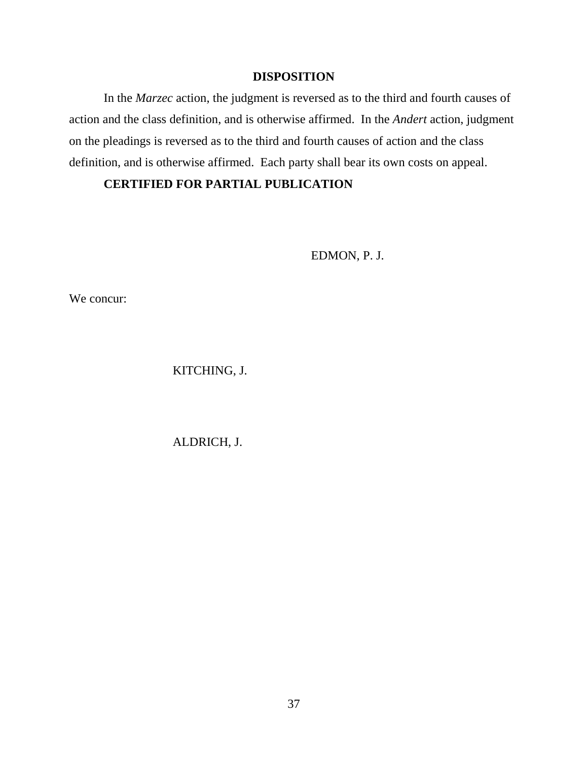## DISPOSITION

In the *Marzec* action, the judgment is reversed as to the third and fourth causes of action and the class definition, and is otherwise affirmed. In the *Andert* action, judgment on the pleadings is reversed as to the third and fourth causes of action and the class definition, and is otherwise affirmed. Each party shall bear its own costs on appeal.

**CERTIFIED FOR PARTIAL PUBLICATION**

EDMON, P. J.

We concur:

KITCHING, J.

ALDRICH, J.